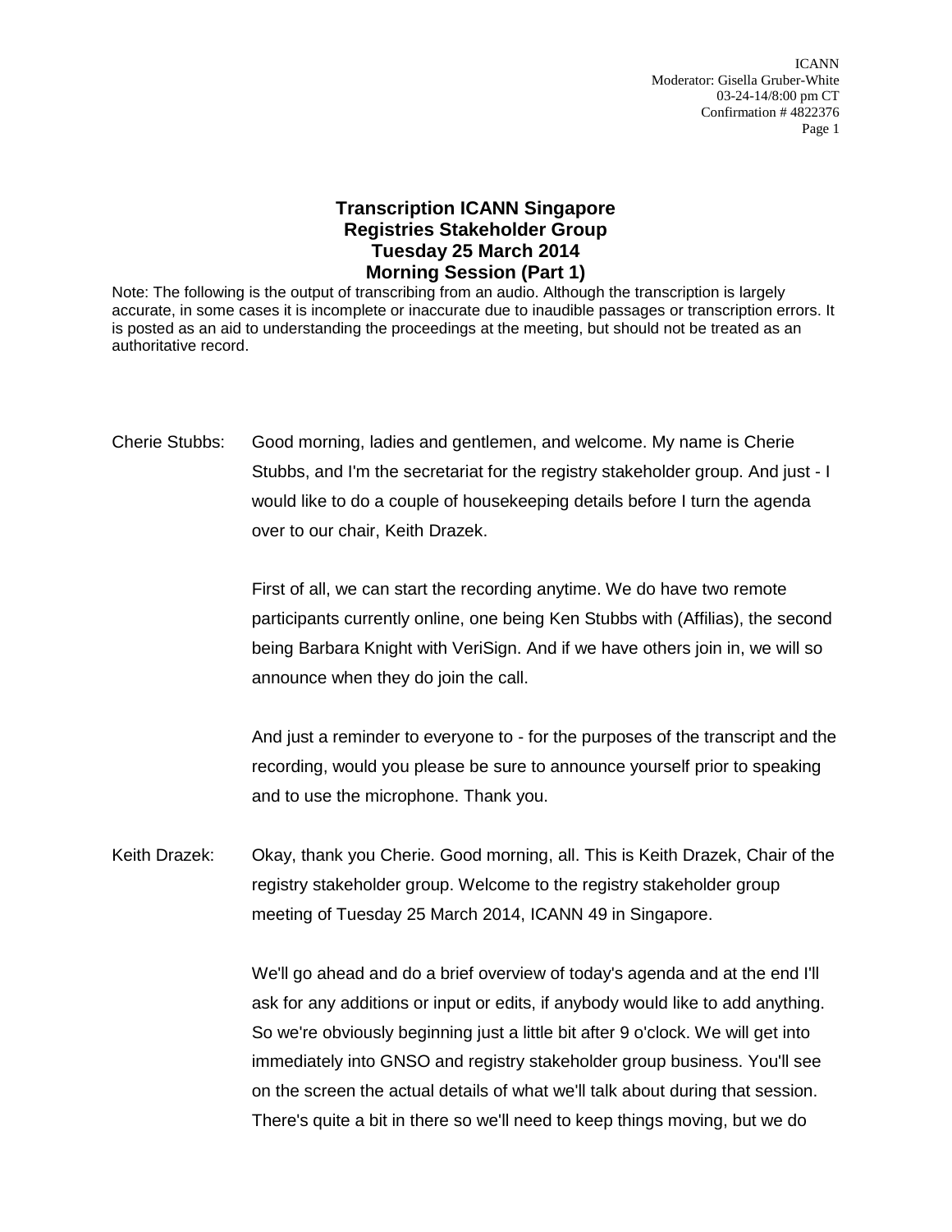# Transcription ICANN Singapore
## Registries Stakeholder Group
## Tuesday 25 March 2014
## Morning Session (Part 1)

Note: The following is the output of transcribing from an audio. Although the transcription is largely accurate, in some cases it is incomplete or inaccurate due to inaudible passages or transcription errors. It is posted as an aid to understanding the proceedings at the meeting, but should not be treated as an authoritative record.

Cherie Stubbs: Good morning, ladies and gentlemen, and welcome. My name is Cherie Stubbs, and I'm the secretariat for the registry stakeholder group. And just - I would like to do a couple of housekeeping details before I turn the agenda over to our chair, Keith Drazek.

First of all, we can start the recording anytime. We do have two remote participants currently online, one being Ken Stubbs with (Affilias), the second being Barbara Knight with VeriSign. And if we have others join in, we will so announce when they do join the call.

And just a reminder to everyone to - for the purposes of the transcript and the recording, would you please be sure to announce yourself prior to speaking and to use the microphone. Thank you.

Keith Drazek: Okay, thank you Cherie. Good morning, all. This is Keith Drazek, Chair of the registry stakeholder group. Welcome to the registry stakeholder group meeting of Tuesday 25 March 2014, ICANN 49 in Singapore.

We'll go ahead and do a brief overview of today's agenda and at the end I'll ask for any additions or input or edits, if anybody would like to add anything. So we're obviously beginning just a little bit after 9 o'clock. We will get into immediately into GNSO and registry stakeholder group business. You'll see on the screen the actual details of what we'll talk about during that session. There's quite a bit in there so we'll need to keep things moving, but we do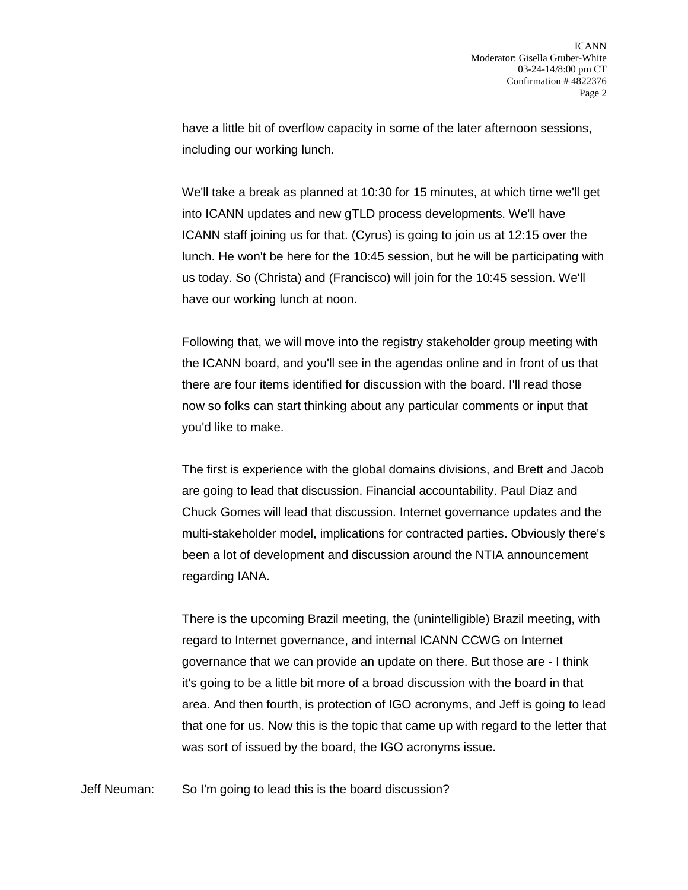have a little bit of overflow capacity in some of the later afternoon sessions, including our working lunch.

We'll take a break as planned at 10:30 for 15 minutes, at which time we'll get into ICANN updates and new gTLD process developments. We'll have ICANN staff joining us for that. (Cyrus) is going to join us at 12:15 over the lunch. He won't be here for the 10:45 session, but he will be participating with us today. So (Christa) and (Francisco) will join for the 10:45 session. We'll have our working lunch at noon.

Following that, we will move into the registry stakeholder group meeting with the ICANN board, and you'll see in the agendas online and in front of us that there are four items identified for discussion with the board. I'll read those now so folks can start thinking about any particular comments or input that you'd like to make.

The first is experience with the global domains divisions, and Brett and Jacob are going to lead that discussion. Financial accountability. Paul Diaz and Chuck Gomes will lead that discussion. Internet governance updates and the multi-stakeholder model, implications for contracted parties. Obviously there's been a lot of development and discussion around the NTIA announcement regarding IANA.

There is the upcoming Brazil meeting, the (unintelligible) Brazil meeting, with regard to Internet governance, and internal ICANN CCWG on Internet governance that we can provide an update on there. But those are - I think it's going to be a little bit more of a broad discussion with the board in that area. And then fourth, is protection of IGO acronyms, and Jeff is going to lead that one for us. Now this is the topic that came up with regard to the letter that was sort of issued by the board, the IGO acronyms issue.

Jeff Neuman: So I'm going to lead this is the board discussion?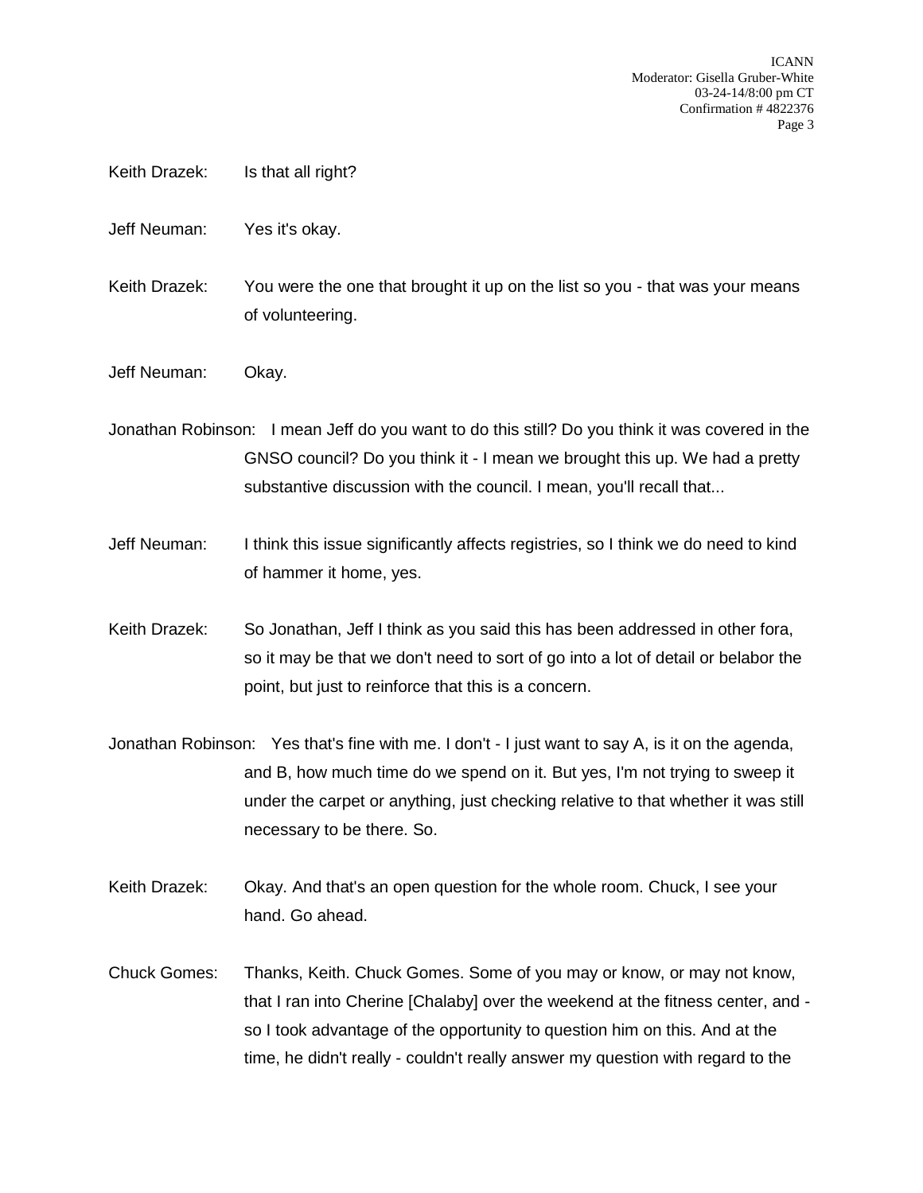Keith Drazek: Is that all right?

Jeff Neuman: Yes it's okay.

Keith Drazek: You were the one that brought it up on the list so you - that was your means of volunteering.

Jeff Neuman: Okay.

Jonathan Robinson: I mean Jeff do you want to do this still? Do you think it was covered in the GNSO council? Do you think it - I mean we brought this up. We had a pretty substantive discussion with the council. I mean, you'll recall that...

Jeff Neuman: I think this issue significantly affects registries, so I think we do need to kind of hammer it home, yes.

Keith Drazek: So Jonathan, Jeff I think as you said this has been addressed in other fora, so it may be that we don't need to sort of go into a lot of detail or belabor the point, but just to reinforce that this is a concern.

Jonathan Robinson: Yes that's fine with me. I don't - I just want to say A, is it on the agenda, and B, how much time do we spend on it. But yes, I'm not trying to sweep it under the carpet or anything, just checking relative to that whether it was still necessary to be there. So.

Keith Drazek: Okay. And that's an open question for the whole room. Chuck, I see your hand. Go ahead.

Chuck Gomes: Thanks, Keith. Chuck Gomes. Some of you may or know, or may not know, that I ran into Cherine [Chalaby] over the weekend at the fitness center, and - so I took advantage of the opportunity to question him on this. And at the time, he didn't really - couldn't really answer my question with regard to the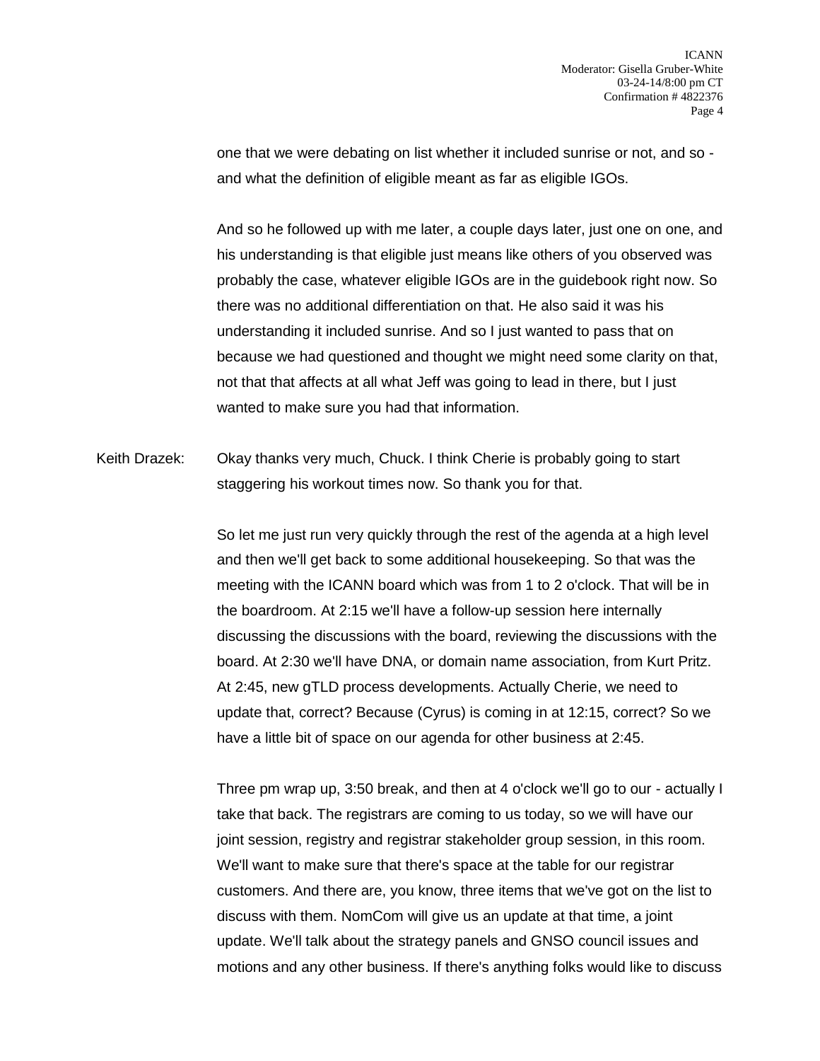one that we were debating on list whether it included sunrise or not, and so - and what the definition of eligible meant as far as eligible IGOs.

And so he followed up with me later, a couple days later, just one on one, and his understanding is that eligible just means like others of you observed was probably the case, whatever eligible IGOs are in the guidebook right now. So there was no additional differentiation on that. He also said it was his understanding it included sunrise. And so I just wanted to pass that on because we had questioned and thought we might need some clarity on that, not that that affects at all what Jeff was going to lead in there, but I just wanted to make sure you had that information.

Keith Drazek: Okay thanks very much, Chuck. I think Cherie is probably going to start staggering his workout times now. So thank you for that.

So let me just run very quickly through the rest of the agenda at a high level and then we'll get back to some additional housekeeping. So that was the meeting with the ICANN board which was from 1 to 2 o'clock. That will be in the boardroom. At 2:15 we'll have a follow-up session here internally discussing the discussions with the board, reviewing the discussions with the board. At 2:30 we'll have DNA, or domain name association, from Kurt Pritz. At 2:45, new gTLD process developments. Actually Cherie, we need to update that, correct? Because (Cyrus) is coming in at 12:15, correct? So we have a little bit of space on our agenda for other business at 2:45.

Three pm wrap up, 3:50 break, and then at 4 o'clock we'll go to our - actually I take that back. The registrars are coming to us today, so we will have our joint session, registry and registrar stakeholder group session, in this room. We'll want to make sure that there's space at the table for our registrar customers. And there are, you know, three items that we've got on the list to discuss with them. NomCom will give us an update at that time, a joint update. We'll talk about the strategy panels and GNSO council issues and motions and any other business. If there's anything folks would like to discuss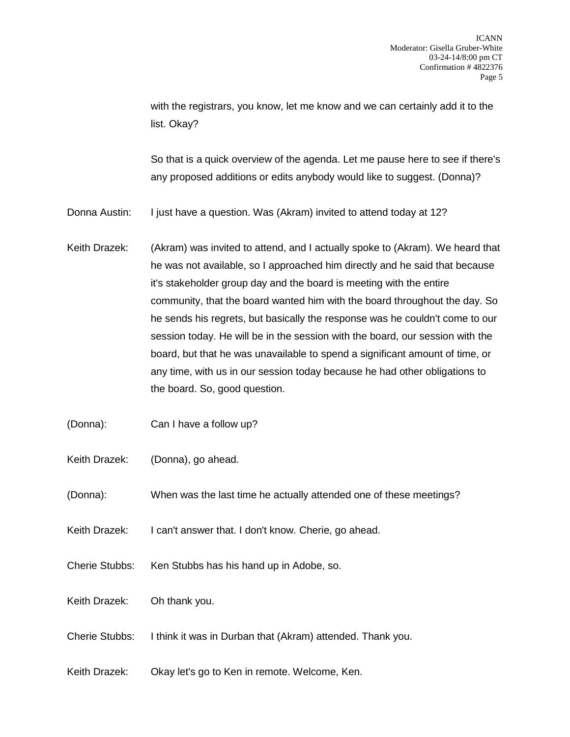with the registrars, you know, let me know and we can certainly add it to the list. Okay?

So that is a quick overview of the agenda. Let me pause here to see if there's any proposed additions or edits anybody would like to suggest. (Donna)?

Donna Austin: I just have a question. Was (Akram) invited to attend today at 12?

Keith Drazek: (Akram) was invited to attend, and I actually spoke to (Akram). We heard that he was not available, so I approached him directly and he said that because it's stakeholder group day and the board is meeting with the entire community, that the board wanted him with the board throughout the day. So he sends his regrets, but basically the response was he couldn't come to our session today. He will be in the session with the board, our session with the board, but that he was unavailable to spend a significant amount of time, or any time, with us in our session today because he had other obligations to the board. So, good question.

(Donna): Can I have a follow up?

Keith Drazek: (Donna), go ahead.

(Donna): When was the last time he actually attended one of these meetings?

Keith Drazek: I can't answer that. I don't know. Cherie, go ahead.

Cherie Stubbs: Ken Stubbs has his hand up in Adobe, so.

Keith Drazek: Oh thank you.

Cherie Stubbs: I think it was in Durban that (Akram) attended. Thank you.

Keith Drazek: Okay let's go to Ken in remote. Welcome, Ken.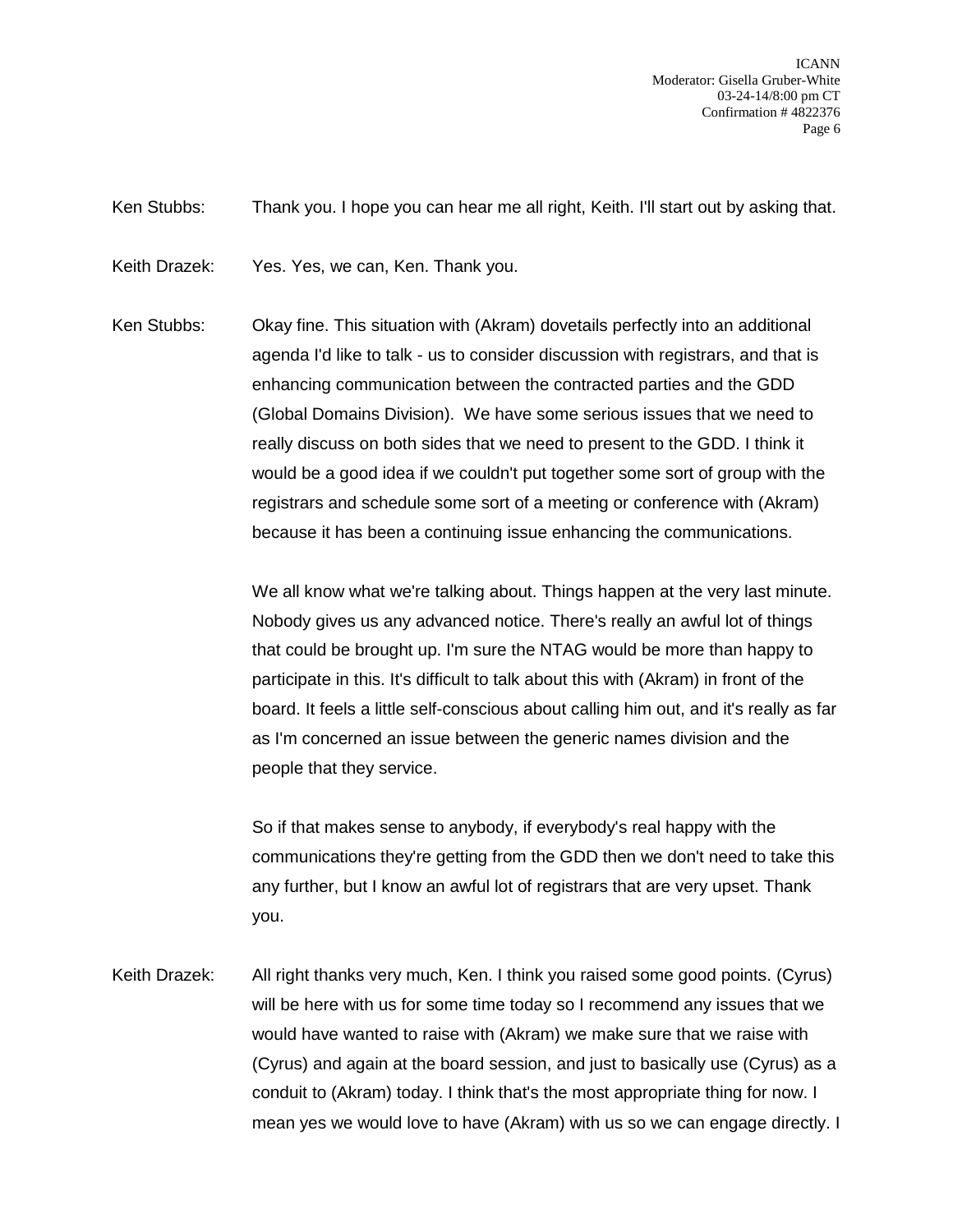Ken Stubbs: Thank you. I hope you can hear me all right, Keith. I'll start out by asking that.

Keith Drazek: Yes. Yes, we can, Ken. Thank you.

Ken Stubbs: Okay fine. This situation with (Akram) dovetails perfectly into an additional agenda I'd like to talk - us to consider discussion with registrars, and that is enhancing communication between the contracted parties and the GDD (Global Domains Division). We have some serious issues that we need to really discuss on both sides that we need to present to the GDD. I think it would be a good idea if we couldn't put together some sort of group with the registrars and schedule some sort of a meeting or conference with (Akram) because it has been a continuing issue enhancing the communications.

We all know what we're talking about. Things happen at the very last minute. Nobody gives us any advanced notice. There's really an awful lot of things that could be brought up. I'm sure the NTAG would be more than happy to participate in this. It's difficult to talk about this with (Akram) in front of the board. It feels a little self-conscious about calling him out, and it's really as far as I'm concerned an issue between the generic names division and the people that they service.

So if that makes sense to anybody, if everybody's real happy with the communications they're getting from the GDD then we don't need to take this any further, but I know an awful lot of registrars that are very upset. Thank you.

Keith Drazek: All right thanks very much, Ken. I think you raised some good points. (Cyrus) will be here with us for some time today so I recommend any issues that we would have wanted to raise with (Akram) we make sure that we raise with (Cyrus) and again at the board session, and just to basically use (Cyrus) as a conduit to (Akram) today. I think that's the most appropriate thing for now. I mean yes we would love to have (Akram) with us so we can engage directly. I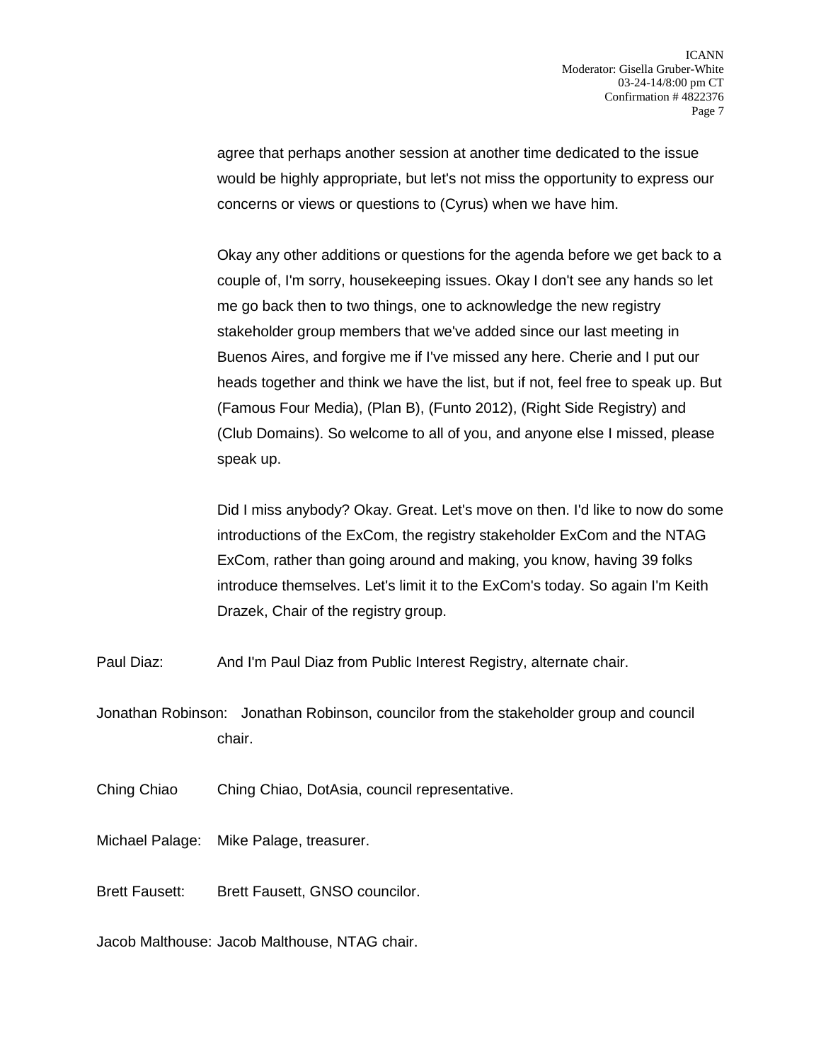agree that perhaps another session at another time dedicated to the issue would be highly appropriate, but let's not miss the opportunity to express our concerns or views or questions to (Cyrus) when we have him.

Okay any other additions or questions for the agenda before we get back to a couple of, I'm sorry, housekeeping issues. Okay I don't see any hands so let me go back then to two things, one to acknowledge the new registry stakeholder group members that we've added since our last meeting in Buenos Aires, and forgive me if I've missed any here. Cherie and I put our heads together and think we have the list, but if not, feel free to speak up. But (Famous Four Media), (Plan B), (Funto 2012), (Right Side Registry) and (Club Domains). So welcome to all of you, and anyone else I missed, please speak up.

Did I miss anybody? Okay. Great. Let's move on then. I'd like to now do some introductions of the ExCom, the registry stakeholder ExCom and the NTAG ExCom, rather than going around and making, you know, having 39 folks introduce themselves. Let's limit it to the ExCom's today. So again I'm Keith Drazek, Chair of the registry group.

Paul Diaz: And I'm Paul Diaz from Public Interest Registry, alternate chair.

Jonathan Robinson: Jonathan Robinson, councilor from the stakeholder group and council chair.

Ching Chiao Ching Chiao, DotAsia, council representative.

Michael Palage: Mike Palage, treasurer.

Brett Fausett: Brett Fausett, GNSO councilor.

Jacob Malthouse: Jacob Malthouse, NTAG chair.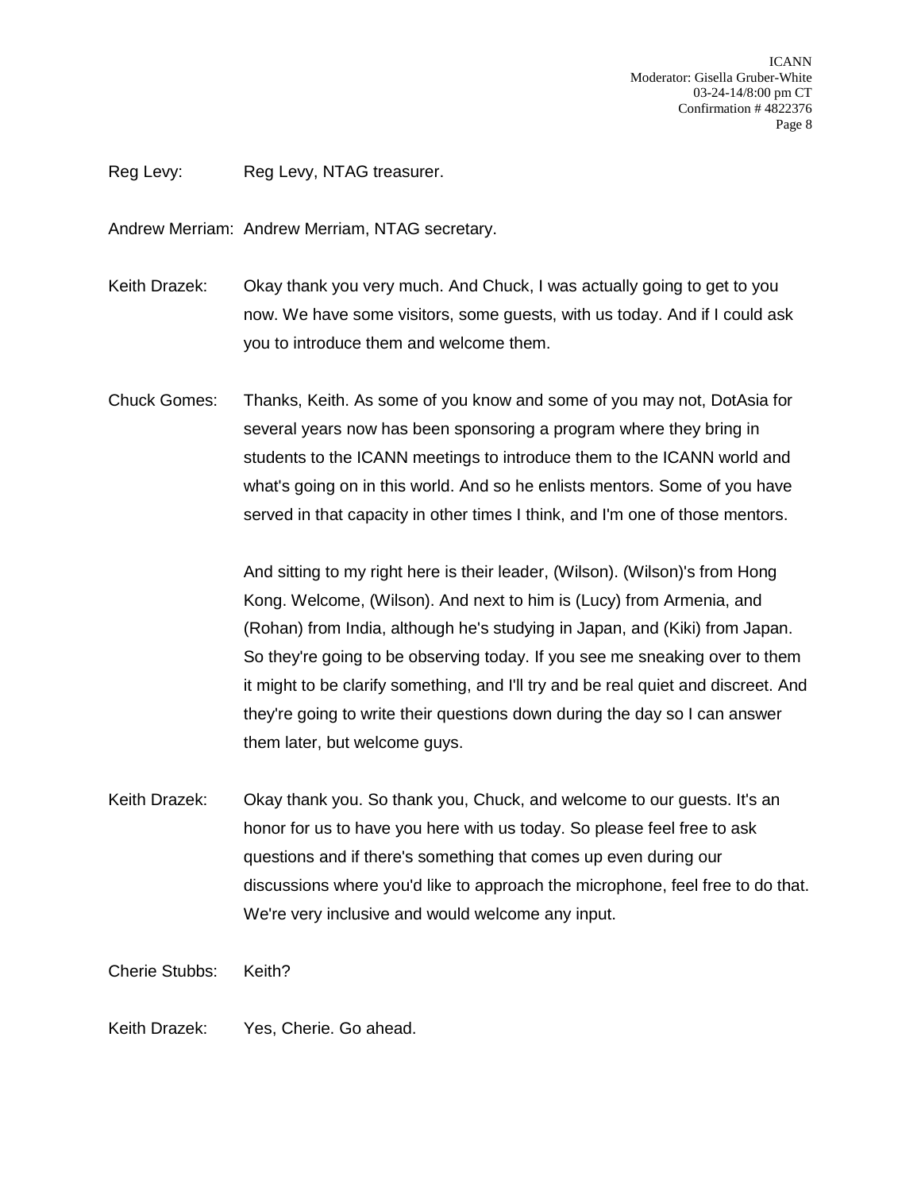Reg Levy: Reg Levy, NTAG treasurer.

Andrew Merriam: Andrew Merriam, NTAG secretary.

Keith Drazek: Okay thank you very much. And Chuck, I was actually going to get to you now. We have some visitors, some guests, with us today. And if I could ask you to introduce them and welcome them.

Chuck Gomes: Thanks, Keith. As some of you know and some of you may not, DotAsia for several years now has been sponsoring a program where they bring in students to the ICANN meetings to introduce them to the ICANN world and what's going on in this world. And so he enlists mentors. Some of you have served in that capacity in other times I think, and I'm one of those mentors.

And sitting to my right here is their leader, (Wilson). (Wilson)'s from Hong Kong. Welcome, (Wilson). And next to him is (Lucy) from Armenia, and (Rohan) from India, although he's studying in Japan, and (Kiki) from Japan. So they're going to be observing today. If you see me sneaking over to them it might to be clarify something, and I'll try and be real quiet and discreet. And they're going to write their questions down during the day so I can answer them later, but welcome guys.

Keith Drazek: Okay thank you. So thank you, Chuck, and welcome to our guests. It's an honor for us to have you here with us today. So please feel free to ask questions and if there's something that comes up even during our discussions where you'd like to approach the microphone, feel free to do that. We're very inclusive and would welcome any input.

Cherie Stubbs: Keith?

Keith Drazek: Yes, Cherie. Go ahead.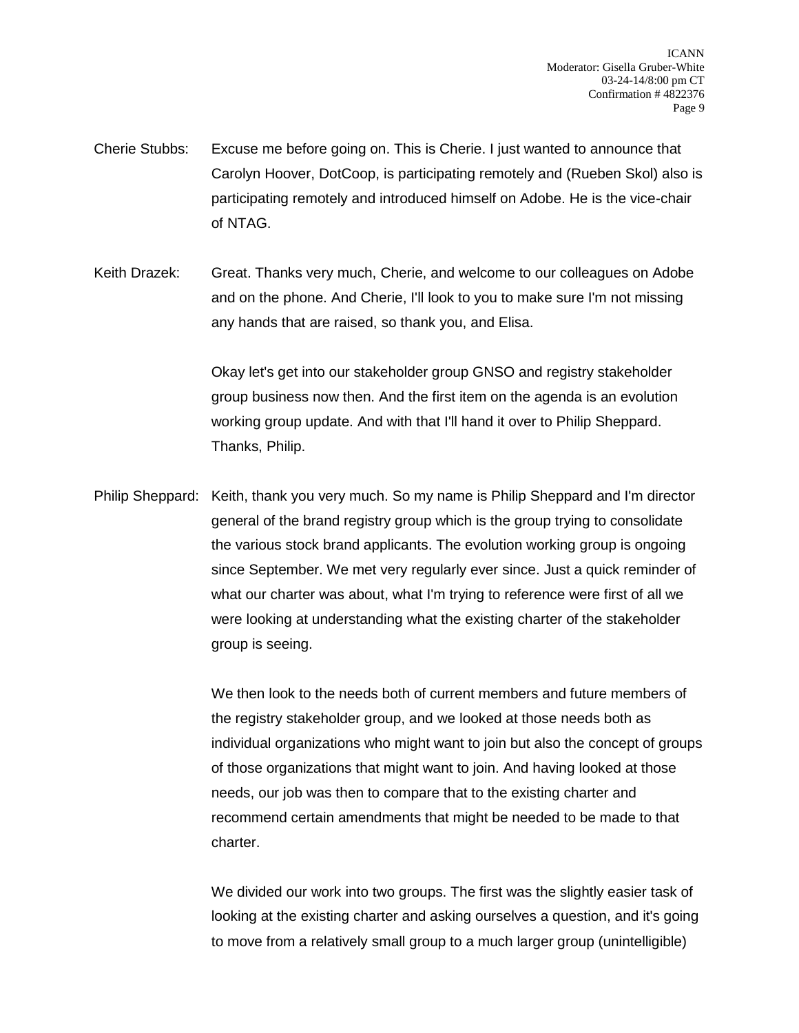Cherie Stubbs: Excuse me before going on. This is Cherie. I just wanted to announce that Carolyn Hoover, DotCoop, is participating remotely and (Rueben Skol) also is participating remotely and introduced himself on Adobe. He is the vice-chair of NTAG.

Keith Drazek: Great. Thanks very much, Cherie, and welcome to our colleagues on Adobe and on the phone. And Cherie, I'll look to you to make sure I'm not missing any hands that are raised, so thank you, and Elisa.

Okay let's get into our stakeholder group GNSO and registry stakeholder group business now then. And the first item on the agenda is an evolution working group update. And with that I'll hand it over to Philip Sheppard. Thanks, Philip.

Philip Sheppard: Keith, thank you very much. So my name is Philip Sheppard and I'm director general of the brand registry group which is the group trying to consolidate the various stock brand applicants. The evolution working group is ongoing since September. We met very regularly ever since. Just a quick reminder of what our charter was about, what I'm trying to reference were first of all we were looking at understanding what the existing charter of the stakeholder group is seeing.

We then look to the needs both of current members and future members of the registry stakeholder group, and we looked at those needs both as individual organizations who might want to join but also the concept of groups of those organizations that might want to join. And having looked at those needs, our job was then to compare that to the existing charter and recommend certain amendments that might be needed to be made to that charter.

We divided our work into two groups. The first was the slightly easier task of looking at the existing charter and asking ourselves a question, and it's going to move from a relatively small group to a much larger group (unintelligible)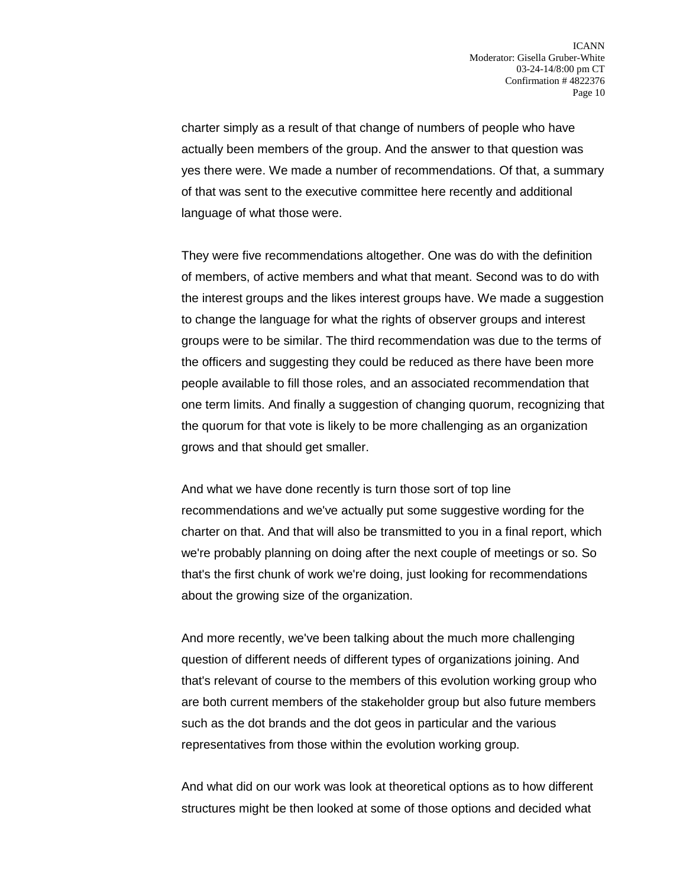charter simply as a result of that change of numbers of people who have actually been members of the group. And the answer to that question was yes there were. We made a number of recommendations. Of that, a summary of that was sent to the executive committee here recently and additional language of what those were.

They were five recommendations altogether. One was do with the definition of members, of active members and what that meant. Second was to do with the interest groups and the likes interest groups have. We made a suggestion to change the language for what the rights of observer groups and interest groups were to be similar. The third recommendation was due to the terms of the officers and suggesting they could be reduced as there have been more people available to fill those roles, and an associated recommendation that one term limits. And finally a suggestion of changing quorum, recognizing that the quorum for that vote is likely to be more challenging as an organization grows and that should get smaller.

And what we have done recently is turn those sort of top line recommendations and we've actually put some suggestive wording for the charter on that. And that will also be transmitted to you in a final report, which we're probably planning on doing after the next couple of meetings or so. So that's the first chunk of work we're doing, just looking for recommendations about the growing size of the organization.

And more recently, we've been talking about the much more challenging question of different needs of different types of organizations joining. And that's relevant of course to the members of this evolution working group who are both current members of the stakeholder group but also future members such as the dot brands and the dot geos in particular and the various representatives from those within the evolution working group.

And what did on our work was look at theoretical options as to how different structures might be then looked at some of those options and decided what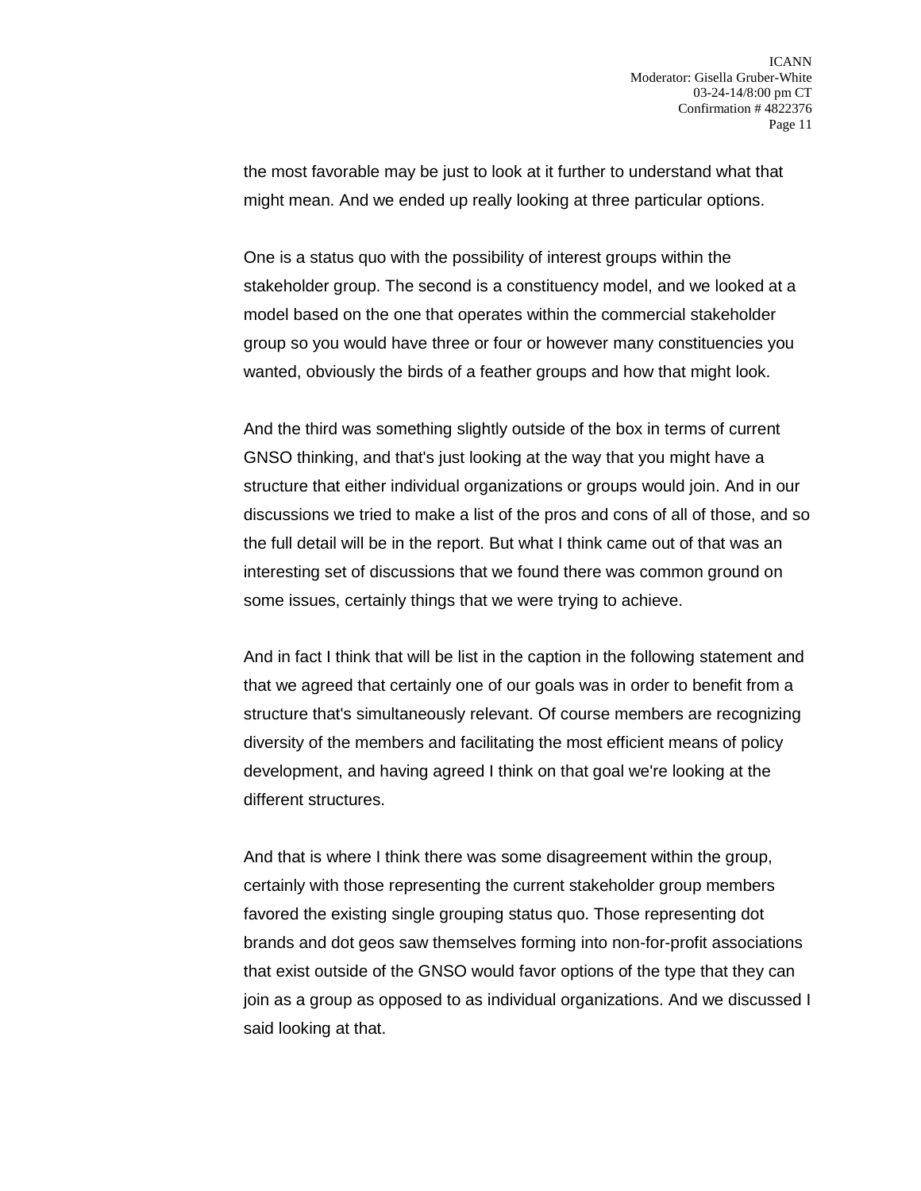the most favorable may be just to look at it further to understand what that might mean. And we ended up really looking at three particular options.

One is a status quo with the possibility of interest groups within the stakeholder group. The second is a constituency model, and we looked at a model based on the one that operates within the commercial stakeholder group so you would have three or four or however many constituencies you wanted, obviously the birds of a feather groups and how that might look.

And the third was something slightly outside of the box in terms of current GNSO thinking, and that's just looking at the way that you might have a structure that either individual organizations or groups would join. And in our discussions we tried to make a list of the pros and cons of all of those, and so the full detail will be in the report. But what I think came out of that was an interesting set of discussions that we found there was common ground on some issues, certainly things that we were trying to achieve.

And in fact I think that will be list in the caption in the following statement and that we agreed that certainly one of our goals was in order to benefit from a structure that's simultaneously relevant. Of course members are recognizing diversity of the members and facilitating the most efficient means of policy development, and having agreed I think on that goal we're looking at the different structures.

And that is where I think there was some disagreement within the group, certainly with those representing the current stakeholder group members favored the existing single grouping status quo. Those representing dot brands and dot geos saw themselves forming into non-for-profit associations that exist outside of the GNSO would favor options of the type that they can join as a group as opposed to as individual organizations. And we discussed I said looking at that.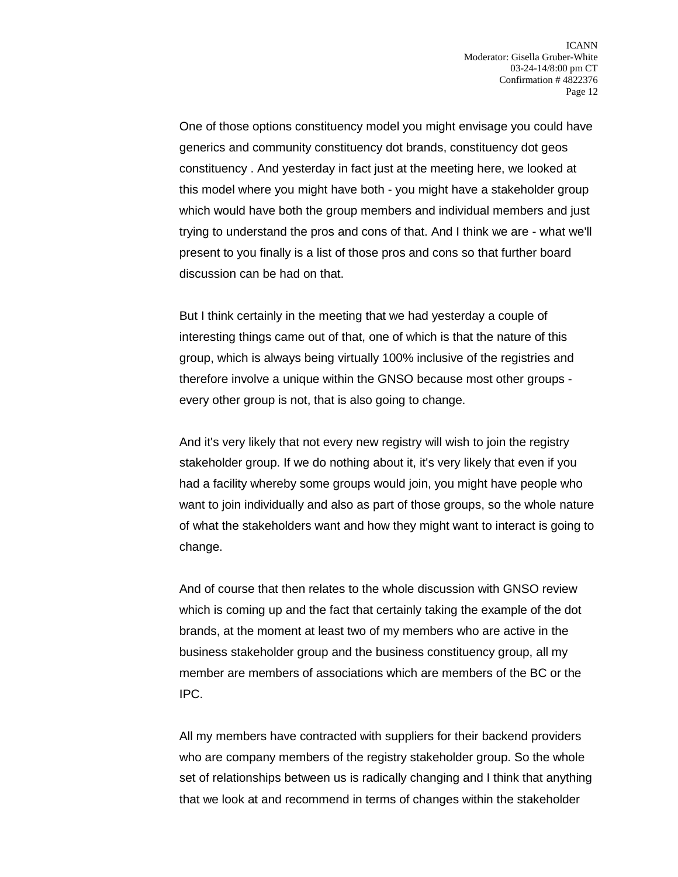One of those options constituency model you might envisage you could have generics and community constituency dot brands, constituency dot geos constituency . And yesterday in fact just at the meeting here, we looked at this model where you might have both - you might have a stakeholder group which would have both the group members and individual members and just trying to understand the pros and cons of that. And I think we are - what we'll present to you finally is a list of those pros and cons so that further board discussion can be had on that.

But I think certainly in the meeting that we had yesterday a couple of interesting things came out of that, one of which is that the nature of this group, which is always being virtually 100% inclusive of the registries and therefore involve a unique within the GNSO because most other groups - every other group is not, that is also going to change.

And it's very likely that not every new registry will wish to join the registry stakeholder group. If we do nothing about it, it's very likely that even if you had a facility whereby some groups would join, you might have people who want to join individually and also as part of those groups, so the whole nature of what the stakeholders want and how they might want to interact is going to change.

And of course that then relates to the whole discussion with GNSO review which is coming up and the fact that certainly taking the example of the dot brands, at the moment at least two of my members who are active in the business stakeholder group and the business constituency group, all my member are members of associations which are members of the BC or the IPC.

All my members have contracted with suppliers for their backend providers who are company members of the registry stakeholder group. So the whole set of relationships between us is radically changing and I think that anything that we look at and recommend in terms of changes within the stakeholder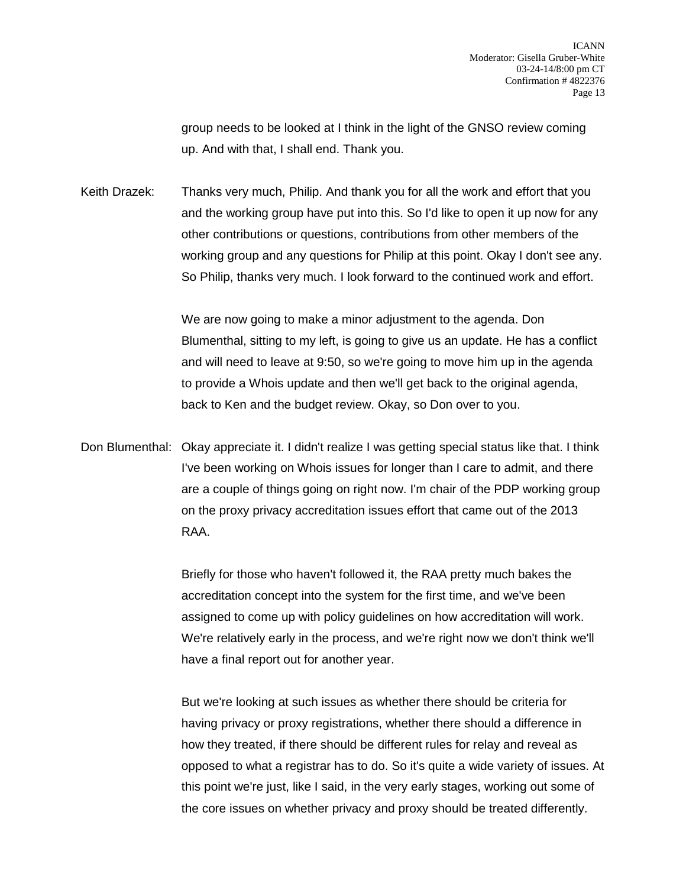group needs to be looked at I think in the light of the GNSO review coming up. And with that, I shall end. Thank you.

Keith Drazek: Thanks very much, Philip. And thank you for all the work and effort that you and the working group have put into this. So I'd like to open it up now for any other contributions or questions, contributions from other members of the working group and any questions for Philip at this point. Okay I don't see any. So Philip, thanks very much. I look forward to the continued work and effort.

We are now going to make a minor adjustment to the agenda. Don Blumenthal, sitting to my left, is going to give us an update. He has a conflict and will need to leave at 9:50, so we're going to move him up in the agenda to provide a Whois update and then we'll get back to the original agenda, back to Ken and the budget review. Okay, so Don over to you.

Don Blumenthal: Okay appreciate it. I didn't realize I was getting special status like that. I think I've been working on Whois issues for longer than I care to admit, and there are a couple of things going on right now. I'm chair of the PDP working group on the proxy privacy accreditation issues effort that came out of the 2013 RAA.

Briefly for those who haven't followed it, the RAA pretty much bakes the accreditation concept into the system for the first time, and we've been assigned to come up with policy guidelines on how accreditation will work. We're relatively early in the process, and we're right now we don't think we'll have a final report out for another year.

But we're looking at such issues as whether there should be criteria for having privacy or proxy registrations, whether there should a difference in how they treated, if there should be different rules for relay and reveal as opposed to what a registrar has to do. So it's quite a wide variety of issues. At this point we're just, like I said, in the very early stages, working out some of the core issues on whether privacy and proxy should be treated differently.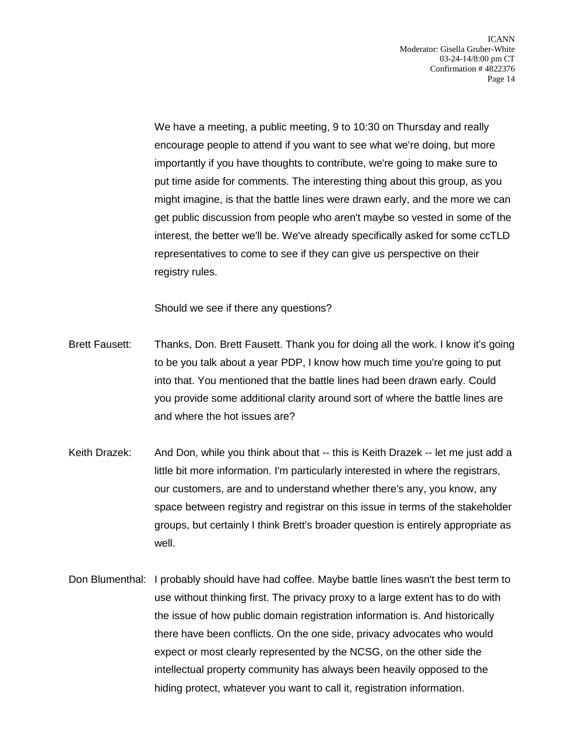We have a meeting, a public meeting, 9 to 10:30 on Thursday and really encourage people to attend if you want to see what we're doing, but more importantly if you have thoughts to contribute, we're going to make sure to put time aside for comments. The interesting thing about this group, as you might imagine, is that the battle lines were drawn early, and the more we can get public discussion from people who aren't maybe so vested in some of the interest, the better we'll be. We've already specifically asked for some ccTLD representatives to come to see if they can give us perspective on their registry rules.

Should we see if there any questions?

Brett Fausett: Thanks, Don. Brett Fausett. Thank you for doing all the work. I know it's going to be you talk about a year PDP, I know how much time you're going to put into that. You mentioned that the battle lines had been drawn early. Could you provide some additional clarity around sort of where the battle lines are and where the hot issues are?

Keith Drazek: And Don, while you think about that -- this is Keith Drazek -- let me just add a little bit more information. I'm particularly interested in where the registrars, our customers, are and to understand whether there's any, you know, any space between registry and registrar on this issue in terms of the stakeholder groups, but certainly I think Brett's broader question is entirely appropriate as well.

Don Blumenthal: I probably should have had coffee. Maybe battle lines wasn't the best term to use without thinking first. The privacy proxy to a large extent has to do with the issue of how public domain registration information is. And historically there have been conflicts. On the one side, privacy advocates who would expect or most clearly represented by the NCSG, on the other side the intellectual property community has always been heavily opposed to the hiding protect, whatever you want to call it, registration information.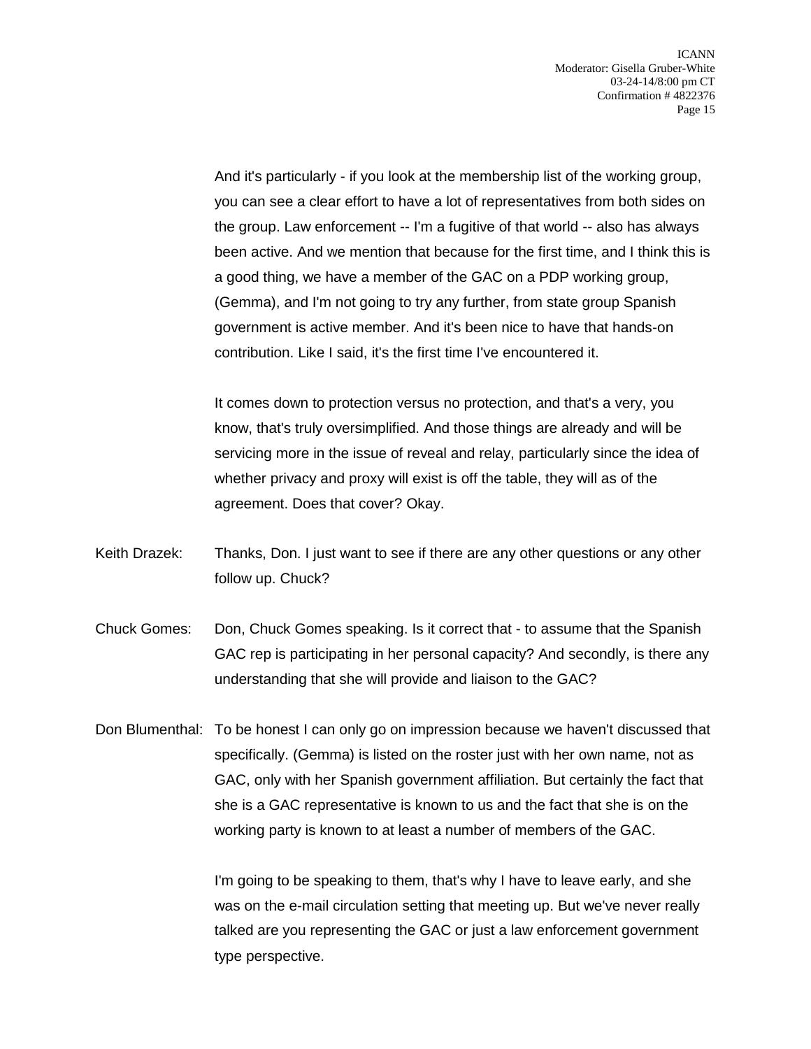And it's particularly - if you look at the membership list of the working group, you can see a clear effort to have a lot of representatives from both sides on the group. Law enforcement -- I'm a fugitive of that world -- also has always been active. And we mention that because for the first time, and I think this is a good thing, we have a member of the GAC on a PDP working group, (Gemma), and I'm not going to try any further, from state group Spanish government is active member. And it's been nice to have that hands-on contribution. Like I said, it's the first time I've encountered it.

It comes down to protection versus no protection, and that's a very, you know, that's truly oversimplified. And those things are already and will be servicing more in the issue of reveal and relay, particularly since the idea of whether privacy and proxy will exist is off the table, they will as of the agreement. Does that cover? Okay.

Keith Drazek: Thanks, Don. I just want to see if there are any other questions or any other follow up. Chuck?

Chuck Gomes: Don, Chuck Gomes speaking. Is it correct that - to assume that the Spanish GAC rep is participating in her personal capacity? And secondly, is there any understanding that she will provide and liaison to the GAC?

Don Blumenthal: To be honest I can only go on impression because we haven't discussed that specifically. (Gemma) is listed on the roster just with her own name, not as GAC, only with her Spanish government affiliation. But certainly the fact that she is a GAC representative is known to us and the fact that she is on the working party is known to at least a number of members of the GAC.

I'm going to be speaking to them, that's why I have to leave early, and she was on the e-mail circulation setting that meeting up. But we've never really talked are you representing the GAC or just a law enforcement government type perspective.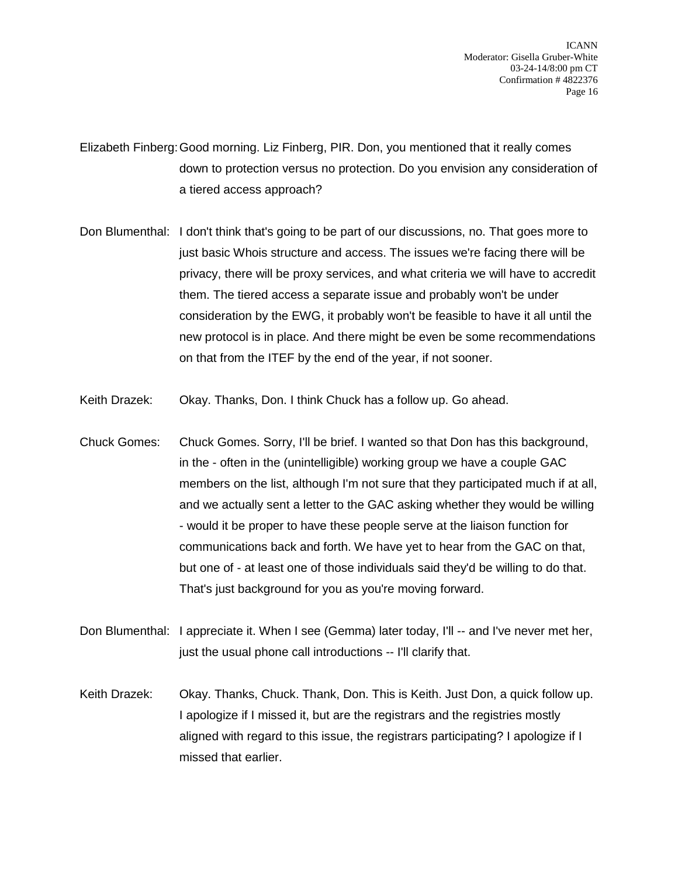Elizabeth Finberg: Good morning. Liz Finberg, PIR. Don, you mentioned that it really comes down to protection versus no protection. Do you envision any consideration of a tiered access approach?

Don Blumenthal: I don't think that's going to be part of our discussions, no. That goes more to just basic Whois structure and access. The issues we're facing there will be privacy, there will be proxy services, and what criteria we will have to accredit them. The tiered access a separate issue and probably won't be under consideration by the EWG, it probably won't be feasible to have it all until the new protocol is in place. And there might be even be some recommendations on that from the ITEF by the end of the year, if not sooner.

Keith Drazek: Okay. Thanks, Don. I think Chuck has a follow up. Go ahead.

Chuck Gomes: Chuck Gomes. Sorry, I'll be brief. I wanted so that Don has this background, in the - often in the (unintelligible) working group we have a couple GAC members on the list, although I'm not sure that they participated much if at all, and we actually sent a letter to the GAC asking whether they would be willing - would it be proper to have these people serve at the liaison function for communications back and forth. We have yet to hear from the GAC on that, but one of - at least one of those individuals said they'd be willing to do that. That's just background for you as you're moving forward.

Don Blumenthal: I appreciate it. When I see (Gemma) later today, I'll -- and I've never met her, just the usual phone call introductions -- I'll clarify that.

Keith Drazek: Okay. Thanks, Chuck. Thank, Don. This is Keith. Just Don, a quick follow up. I apologize if I missed it, but are the registrars and the registries mostly aligned with regard to this issue, the registrars participating? I apologize if I missed that earlier.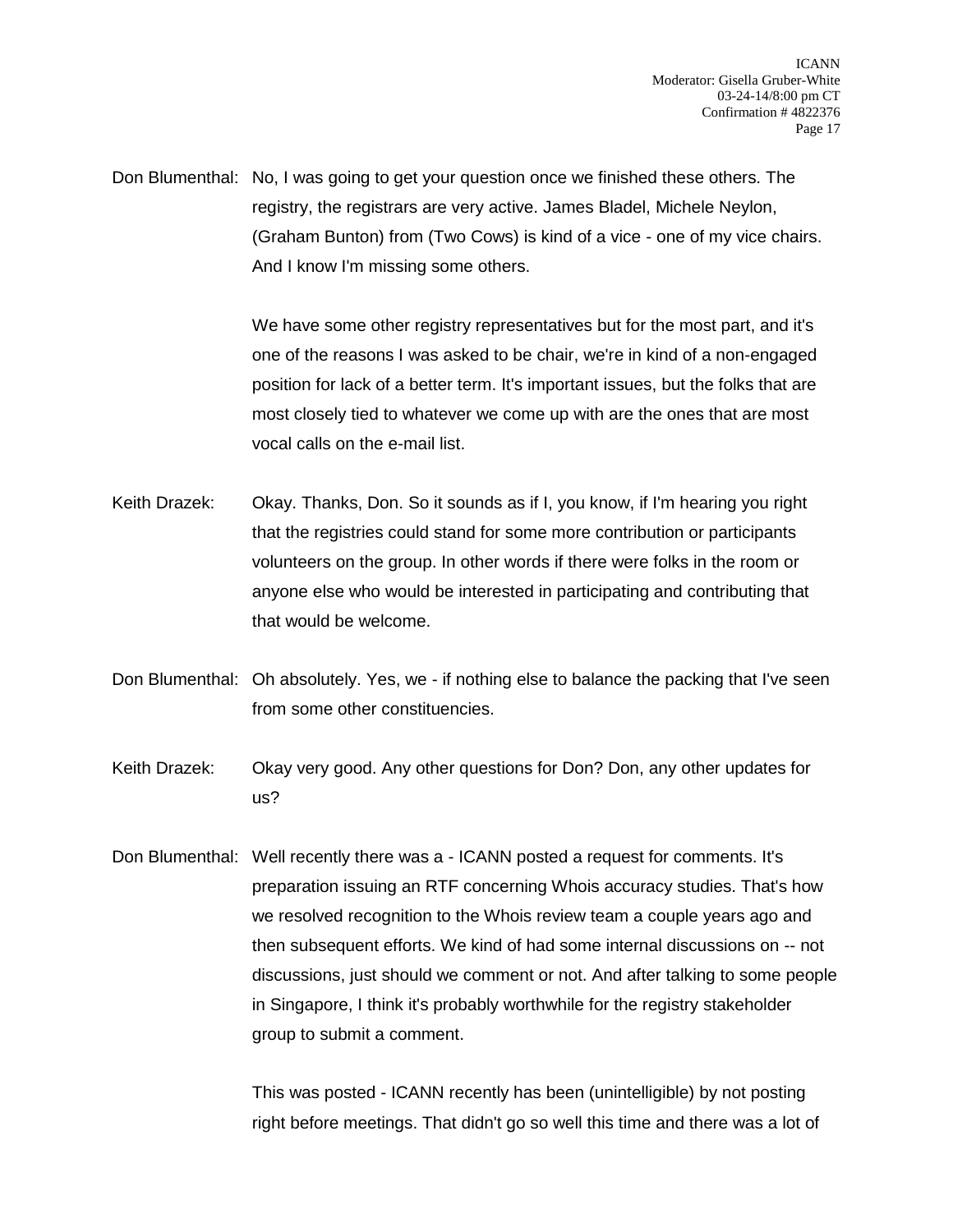Don Blumenthal: No, I was going to get your question once we finished these others. The registry, the registrars are very active. James Bladel, Michele Neylon, (Graham Bunton) from (Two Cows) is kind of a vice - one of my vice chairs. And I know I'm missing some others.

We have some other registry representatives but for the most part, and it's one of the reasons I was asked to be chair, we're in kind of a non-engaged position for lack of a better term. It's important issues, but the folks that are most closely tied to whatever we come up with are the ones that are most vocal calls on the e-mail list.

Keith Drazek: Okay. Thanks, Don. So it sounds as if I, you know, if I'm hearing you right that the registries could stand for some more contribution or participants volunteers on the group. In other words if there were folks in the room or anyone else who would be interested in participating and contributing that that would be welcome.

Don Blumenthal: Oh absolutely. Yes, we - if nothing else to balance the packing that I've seen from some other constituencies.

Keith Drazek: Okay very good. Any other questions for Don? Don, any other updates for us?

Don Blumenthal: Well recently there was a - ICANN posted a request for comments. It's preparation issuing an RTF concerning Whois accuracy studies. That's how we resolved recognition to the Whois review team a couple years ago and then subsequent efforts. We kind of had some internal discussions on -- not discussions, just should we comment or not. And after talking to some people in Singapore, I think it's probably worthwhile for the registry stakeholder group to submit a comment.

This was posted - ICANN recently has been (unintelligible) by not posting right before meetings. That didn't go so well this time and there was a lot of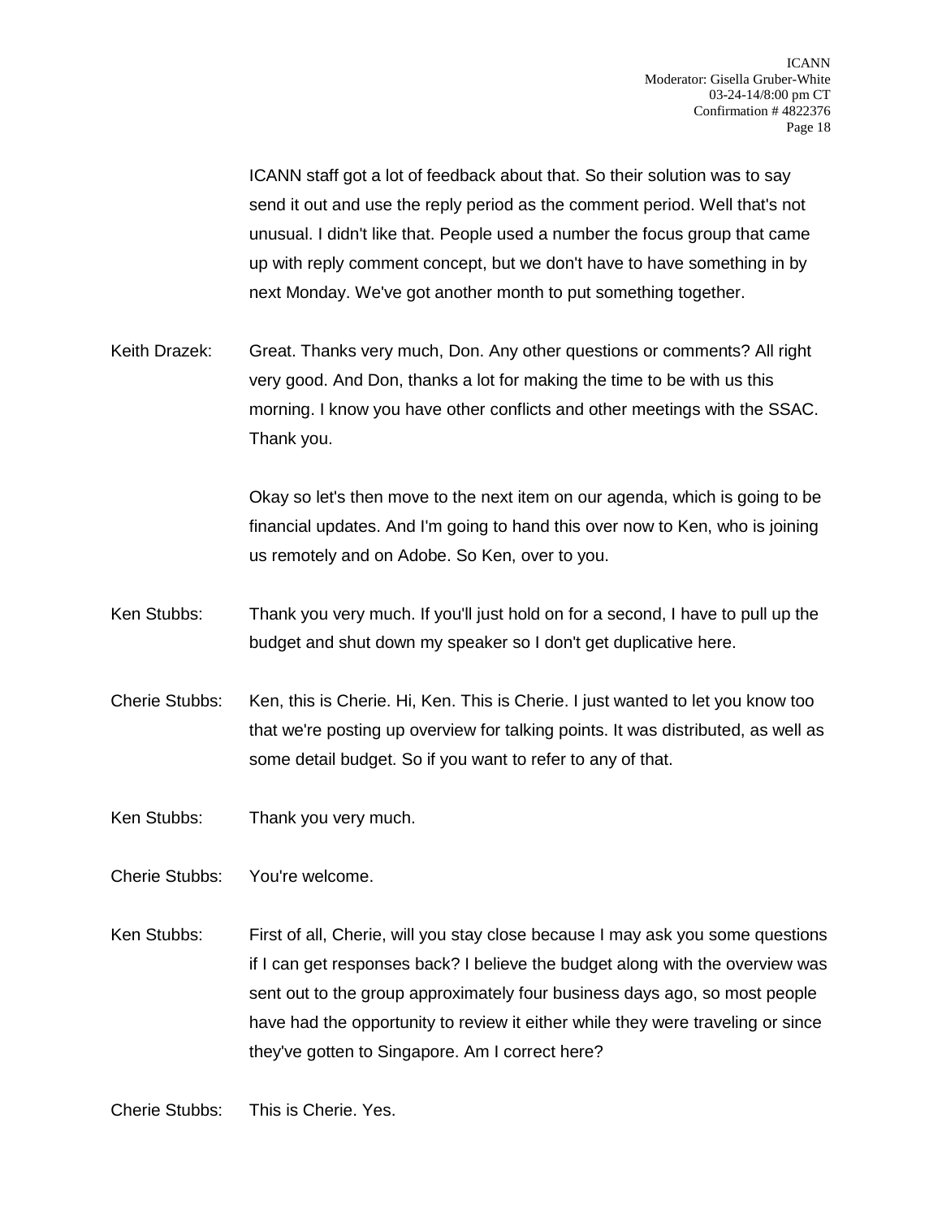ICANN staff got a lot of feedback about that. So their solution was to say send it out and use the reply period as the comment period. Well that's not unusual. I didn't like that. People used a number the focus group that came up with reply comment concept, but we don't have to have something in by next Monday. We've got another month to put something together.

Keith Drazek: Great. Thanks very much, Don. Any other questions or comments? All right very good. And Don, thanks a lot for making the time to be with us this morning. I know you have other conflicts and other meetings with the SSAC. Thank you.

Okay so let's then move to the next item on our agenda, which is going to be financial updates. And I'm going to hand this over now to Ken, who is joining us remotely and on Adobe. So Ken, over to you.

Ken Stubbs: Thank you very much. If you'll just hold on for a second, I have to pull up the budget and shut down my speaker so I don't get duplicative here.

Cherie Stubbs: Ken, this is Cherie. Hi, Ken. This is Cherie. I just wanted to let you know too that we're posting up overview for talking points. It was distributed, as well as some detail budget. So if you want to refer to any of that.

Ken Stubbs: Thank you very much.

Cherie Stubbs: You're welcome.

Ken Stubbs: First of all, Cherie, will you stay close because I may ask you some questions if I can get responses back? I believe the budget along with the overview was sent out to the group approximately four business days ago, so most people have had the opportunity to review it either while they were traveling or since they've gotten to Singapore. Am I correct here?

Cherie Stubbs: This is Cherie. Yes.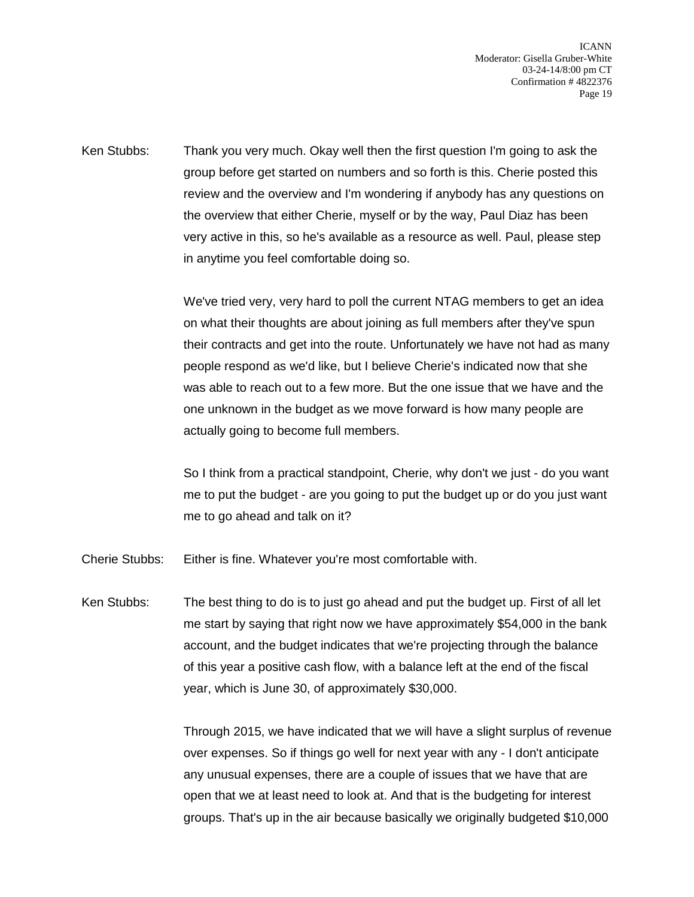Ken Stubbs: Thank you very much. Okay well then the first question I'm going to ask the group before get started on numbers and so forth is this. Cherie posted this review and the overview and I'm wondering if anybody has any questions on the overview that either Cherie, myself or by the way, Paul Diaz has been very active in this, so he's available as a resource as well. Paul, please step in anytime you feel comfortable doing so.

We've tried very, very hard to poll the current NTAG members to get an idea on what their thoughts are about joining as full members after they've spun their contracts and get into the route. Unfortunately we have not had as many people respond as we'd like, but I believe Cherie's indicated now that she was able to reach out to a few more. But the one issue that we have and the one unknown in the budget as we move forward is how many people are actually going to become full members.

So I think from a practical standpoint, Cherie, why don't we just - do you want me to put the budget - are you going to put the budget up or do you just want me to go ahead and talk on it?

Cherie Stubbs: Either is fine. Whatever you're most comfortable with.

Ken Stubbs: The best thing to do is to just go ahead and put the budget up. First of all let me start by saying that right now we have approximately $54,000 in the bank account, and the budget indicates that we're projecting through the balance of this year a positive cash flow, with a balance left at the end of the fiscal year, which is June 30, of approximately $30,000.

Through 2015, we have indicated that we will have a slight surplus of revenue over expenses. So if things go well for next year with any - I don't anticipate any unusual expenses, there are a couple of issues that we have that are open that we at least need to look at. And that is the budgeting for interest groups. That's up in the air because basically we originally budgeted $10,000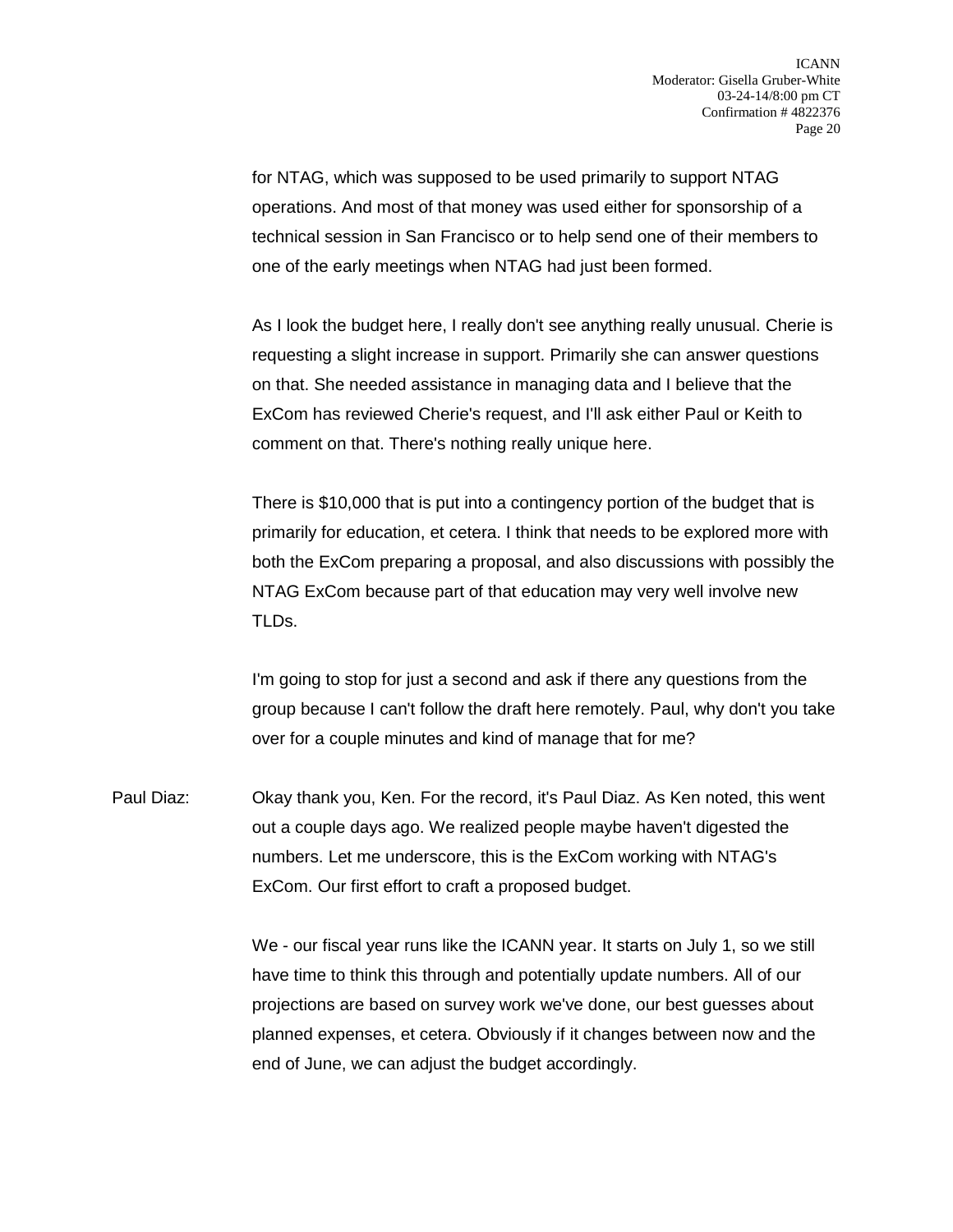for NTAG, which was supposed to be used primarily to support NTAG operations. And most of that money was used either for sponsorship of a technical session in San Francisco or to help send one of their members to one of the early meetings when NTAG had just been formed.

As I look the budget here, I really don't see anything really unusual. Cherie is requesting a slight increase in support. Primarily she can answer questions on that. She needed assistance in managing data and I believe that the ExCom has reviewed Cherie's request, and I'll ask either Paul or Keith to comment on that. There's nothing really unique here.

There is $10,000 that is put into a contingency portion of the budget that is primarily for education, et cetera. I think that needs to be explored more with both the ExCom preparing a proposal, and also discussions with possibly the NTAG ExCom because part of that education may very well involve new TLDs.

I'm going to stop for just a second and ask if there any questions from the group because I can't follow the draft here remotely. Paul, why don't you take over for a couple minutes and kind of manage that for me?

Paul Diaz: Okay thank you, Ken. For the record, it's Paul Diaz. As Ken noted, this went out a couple days ago. We realized people maybe haven't digested the numbers. Let me underscore, this is the ExCom working with NTAG's ExCom. Our first effort to craft a proposed budget.

We - our fiscal year runs like the ICANN year. It starts on July 1, so we still have time to think this through and potentially update numbers. All of our projections are based on survey work we've done, our best guesses about planned expenses, et cetera. Obviously if it changes between now and the end of June, we can adjust the budget accordingly.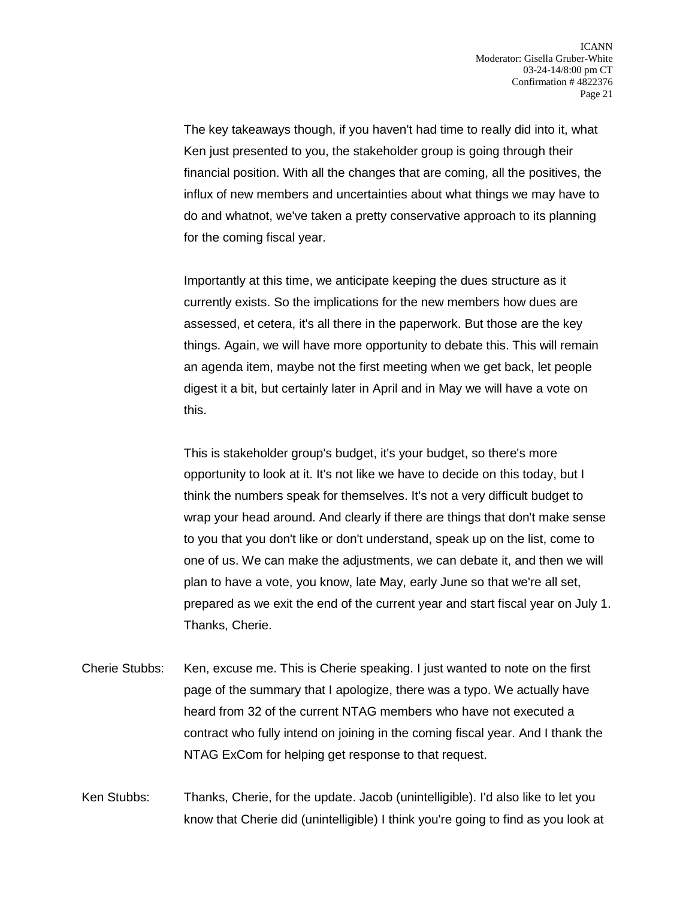The key takeaways though, if you haven't had time to really did into it, what Ken just presented to you, the stakeholder group is going through their financial position. With all the changes that are coming, all the positives, the influx of new members and uncertainties about what things we may have to do and whatnot, we've taken a pretty conservative approach to its planning for the coming fiscal year.

Importantly at this time, we anticipate keeping the dues structure as it currently exists. So the implications for the new members how dues are assessed, et cetera, it's all there in the paperwork. But those are the key things. Again, we will have more opportunity to debate this. This will remain an agenda item, maybe not the first meeting when we get back, let people digest it a bit, but certainly later in April and in May we will have a vote on this.

This is stakeholder group's budget, it's your budget, so there's more opportunity to look at it. It's not like we have to decide on this today, but I think the numbers speak for themselves. It's not a very difficult budget to wrap your head around. And clearly if there are things that don't make sense to you that you don't like or don't understand, speak up on the list, come to one of us. We can make the adjustments, we can debate it, and then we will plan to have a vote, you know, late May, early June so that we're all set, prepared as we exit the end of the current year and start fiscal year on July 1. Thanks, Cherie.

Cherie Stubbs: Ken, excuse me. This is Cherie speaking. I just wanted to note on the first page of the summary that I apologize, there was a typo. We actually have heard from 32 of the current NTAG members who have not executed a contract who fully intend on joining in the coming fiscal year. And I thank the NTAG ExCom for helping get response to that request.

Ken Stubbs: Thanks, Cherie, for the update. Jacob (unintelligible). I'd also like to let you know that Cherie did (unintelligible) I think you're going to find as you look at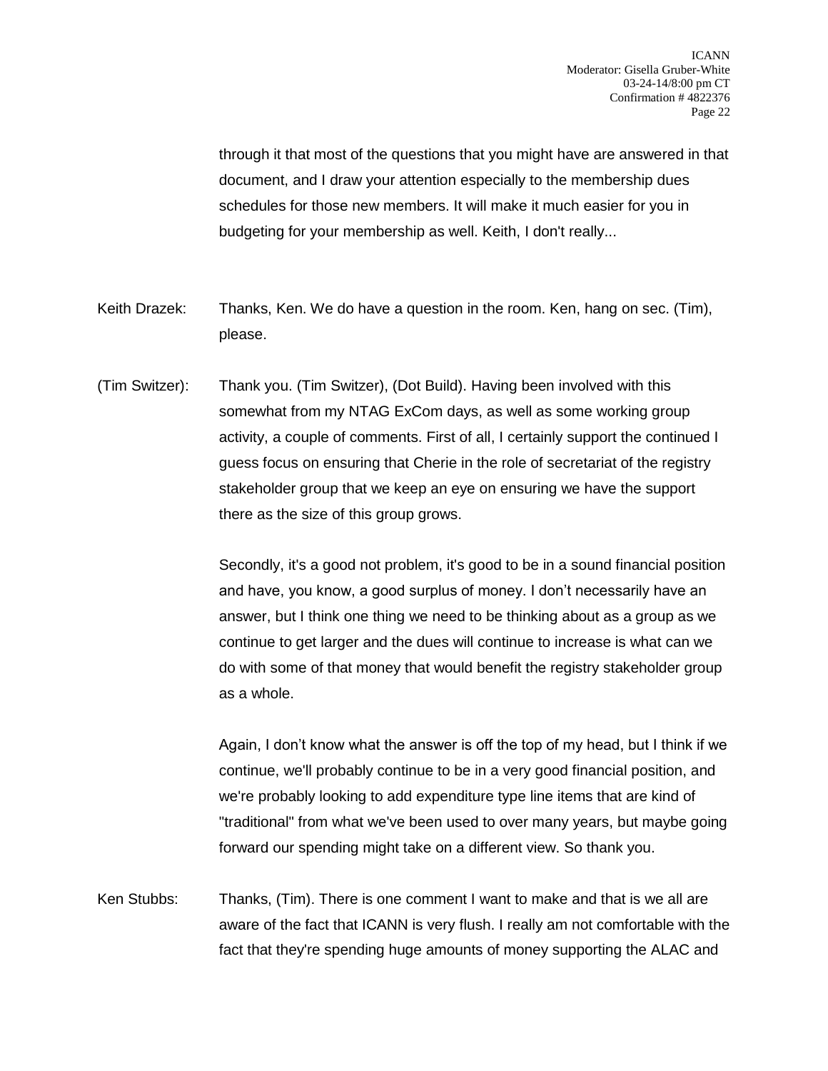through it that most of the questions that you might have are answered in that document, and I draw your attention especially to the membership dues schedules for those new members. It will make it much easier for you in budgeting for your membership as well. Keith, I don't really...

Keith Drazek: Thanks, Ken. We do have a question in the room. Ken, hang on sec. (Tim), please.

(Tim Switzer): Thank you. (Tim Switzer), (Dot Build). Having been involved with this somewhat from my NTAG ExCom days, as well as some working group activity, a couple of comments. First of all, I certainly support the continued I guess focus on ensuring that Cherie in the role of secretariat of the registry stakeholder group that we keep an eye on ensuring we have the support there as the size of this group grows.

Secondly, it's a good not problem, it's good to be in a sound financial position and have, you know, a good surplus of money. I don't necessarily have an answer, but I think one thing we need to be thinking about as a group as we continue to get larger and the dues will continue to increase is what can we do with some of that money that would benefit the registry stakeholder group as a whole.

Again, I don't know what the answer is off the top of my head, but I think if we continue, we'll probably continue to be in a very good financial position, and we're probably looking to add expenditure type line items that are kind of "traditional" from what we've been used to over many years, but maybe going forward our spending might take on a different view. So thank you.

Ken Stubbs: Thanks, (Tim). There is one comment I want to make and that is we all are aware of the fact that ICANN is very flush. I really am not comfortable with the fact that they're spending huge amounts of money supporting the ALAC and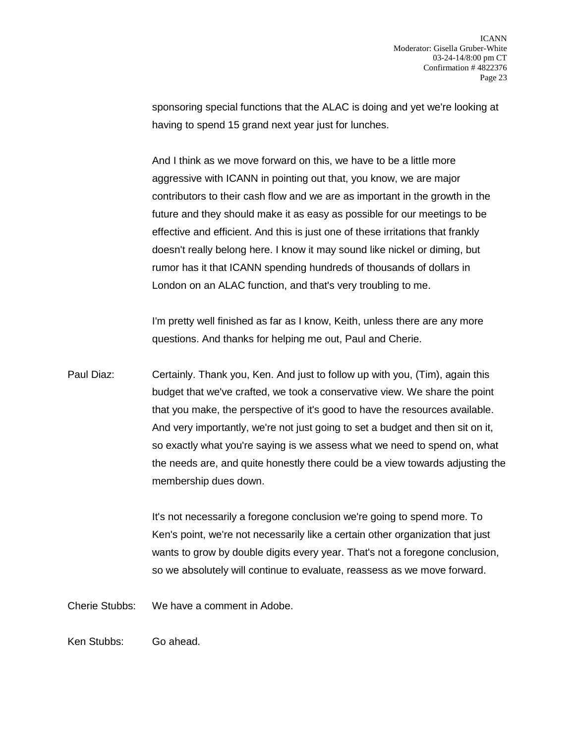sponsoring special functions that the ALAC is doing and yet we're looking at having to spend 15 grand next year just for lunches.

And I think as we move forward on this, we have to be a little more aggressive with ICANN in pointing out that, you know, we are major contributors to their cash flow and we are as important in the growth in the future and they should make it as easy as possible for our meetings to be effective and efficient. And this is just one of these irritations that frankly doesn't really belong here. I know it may sound like nickel or diming, but rumor has it that ICANN spending hundreds of thousands of dollars in London on an ALAC function, and that's very troubling to me.

I'm pretty well finished as far as I know, Keith, unless there are any more questions. And thanks for helping me out, Paul and Cherie.

Paul Diaz: Certainly. Thank you, Ken. And just to follow up with you, (Tim), again this budget that we've crafted, we took a conservative view. We share the point that you make, the perspective of it's good to have the resources available. And very importantly, we're not just going to set a budget and then sit on it, so exactly what you're saying is we assess what we need to spend on, what the needs are, and quite honestly there could be a view towards adjusting the membership dues down.

It's not necessarily a foregone conclusion we're going to spend more. To Ken's point, we're not necessarily like a certain other organization that just wants to grow by double digits every year. That's not a foregone conclusion, so we absolutely will continue to evaluate, reassess as we move forward.

Cherie Stubbs: We have a comment in Adobe.

Ken Stubbs: Go ahead.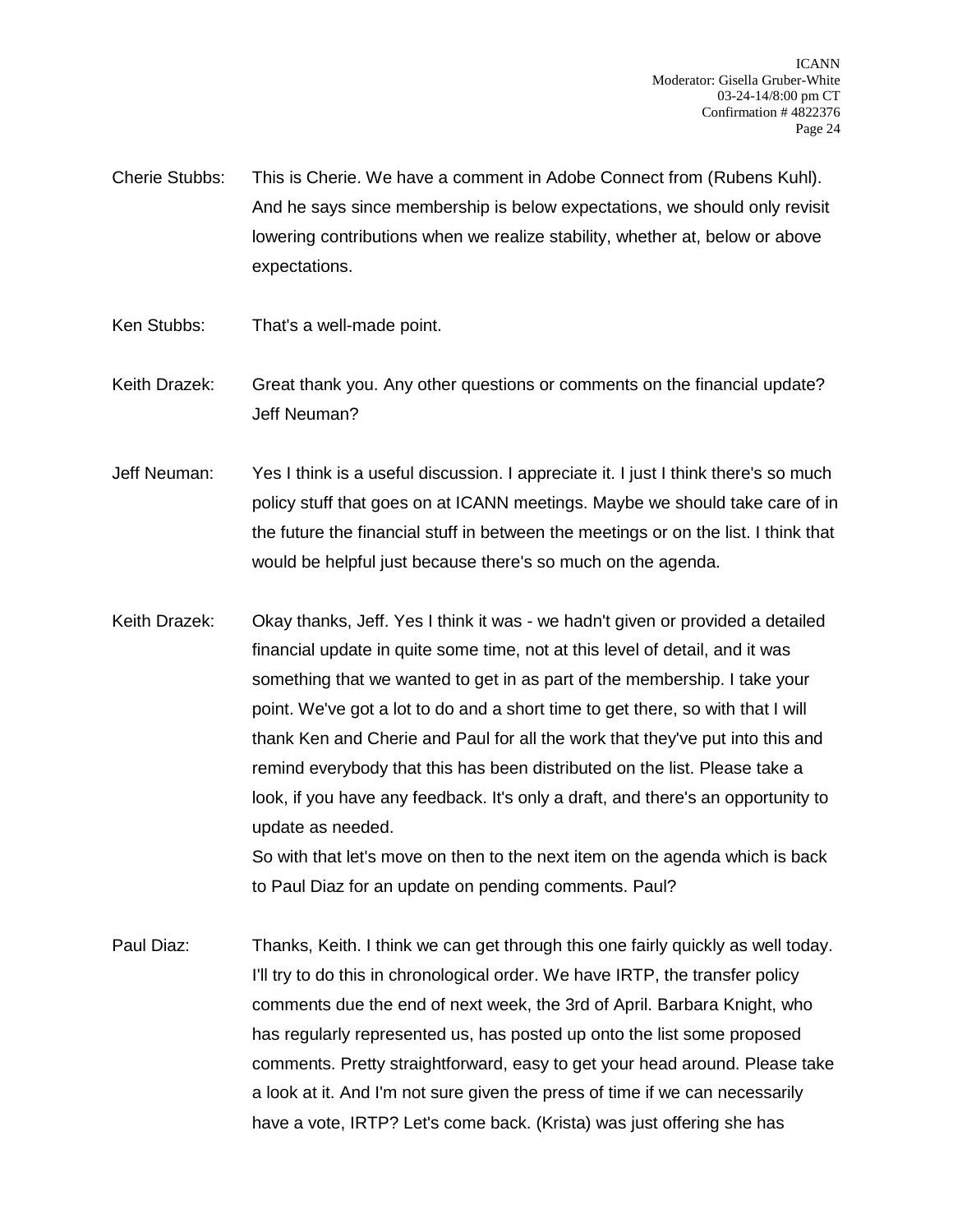Cherie Stubbs: This is Cherie. We have a comment in Adobe Connect from (Rubens Kuhl). And he says since membership is below expectations, we should only revisit lowering contributions when we realize stability, whether at, below or above expectations.

Ken Stubbs: That's a well-made point.

Keith Drazek: Great thank you. Any other questions or comments on the financial update? Jeff Neuman?

Jeff Neuman: Yes I think is a useful discussion. I appreciate it. I just I think there's so much policy stuff that goes on at ICANN meetings. Maybe we should take care of in the future the financial stuff in between the meetings or on the list. I think that would be helpful just because there's so much on the agenda.

Keith Drazek: Okay thanks, Jeff. Yes I think it was - we hadn't given or provided a detailed financial update in quite some time, not at this level of detail, and it was something that we wanted to get in as part of the membership. I take your point. We've got a lot to do and a short time to get there, so with that I will thank Ken and Cherie and Paul for all the work that they've put into this and remind everybody that this has been distributed on the list. Please take a look, if you have any feedback. It's only a draft, and there's an opportunity to update as needed.

So with that let's move on then to the next item on the agenda which is back to Paul Diaz for an update on pending comments. Paul?

Paul Diaz: Thanks, Keith. I think we can get through this one fairly quickly as well today. I'll try to do this in chronological order. We have IRTP, the transfer policy comments due the end of next week, the 3rd of April. Barbara Knight, who has regularly represented us, has posted up onto the list some proposed comments. Pretty straightforward, easy to get your head around. Please take a look at it. And I'm not sure given the press of time if we can necessarily have a vote, IRTP? Let's come back. (Krista) was just offering she has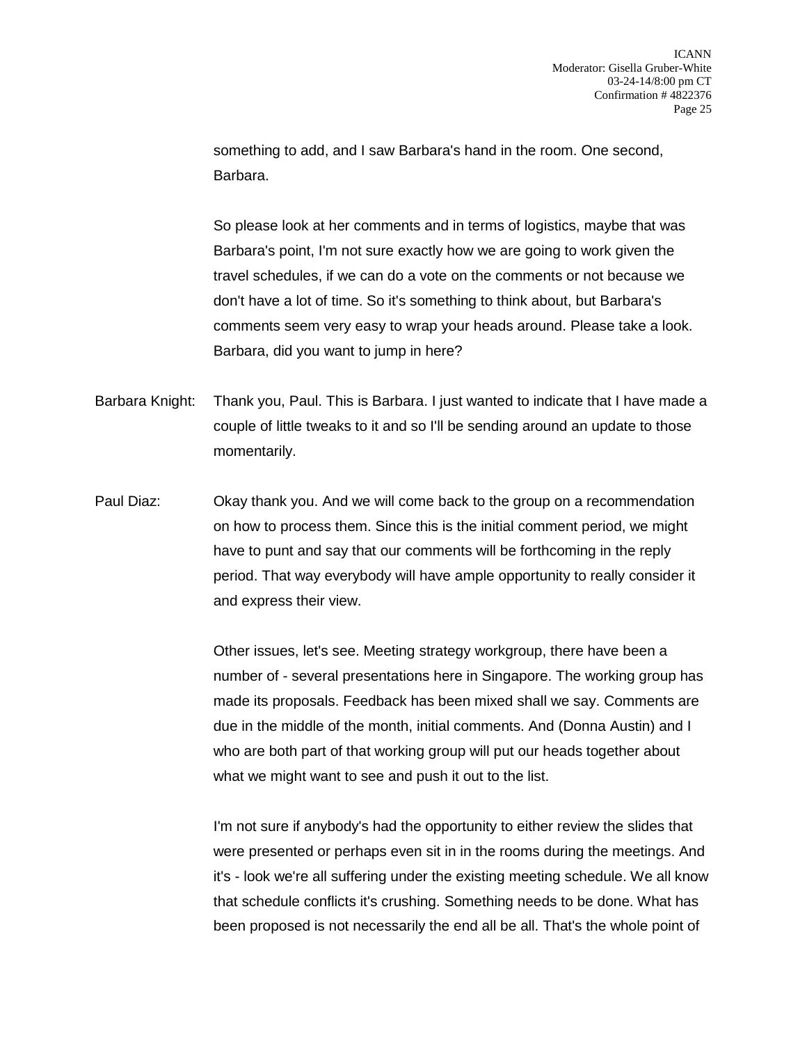something to add, and I saw Barbara's hand in the room. One second, Barbara.

So please look at her comments and in terms of logistics, maybe that was Barbara's point, I'm not sure exactly how we are going to work given the travel schedules, if we can do a vote on the comments or not because we don't have a lot of time. So it's something to think about, but Barbara's comments seem very easy to wrap your heads around. Please take a look. Barbara, did you want to jump in here?

Barbara Knight: Thank you, Paul. This is Barbara. I just wanted to indicate that I have made a couple of little tweaks to it and so I'll be sending around an update to those momentarily.

Paul Diaz: Okay thank you. And we will come back to the group on a recommendation on how to process them. Since this is the initial comment period, we might have to punt and say that our comments will be forthcoming in the reply period. That way everybody will have ample opportunity to really consider it and express their view.

Other issues, let's see. Meeting strategy workgroup, there have been a number of - several presentations here in Singapore. The working group has made its proposals. Feedback has been mixed shall we say. Comments are due in the middle of the month, initial comments. And (Donna Austin) and I who are both part of that working group will put our heads together about what we might want to see and push it out to the list.

I'm not sure if anybody's had the opportunity to either review the slides that were presented or perhaps even sit in in the rooms during the meetings. And it's - look we're all suffering under the existing meeting schedule. We all know that schedule conflicts it's crushing. Something needs to be done. What has been proposed is not necessarily the end all be all. That's the whole point of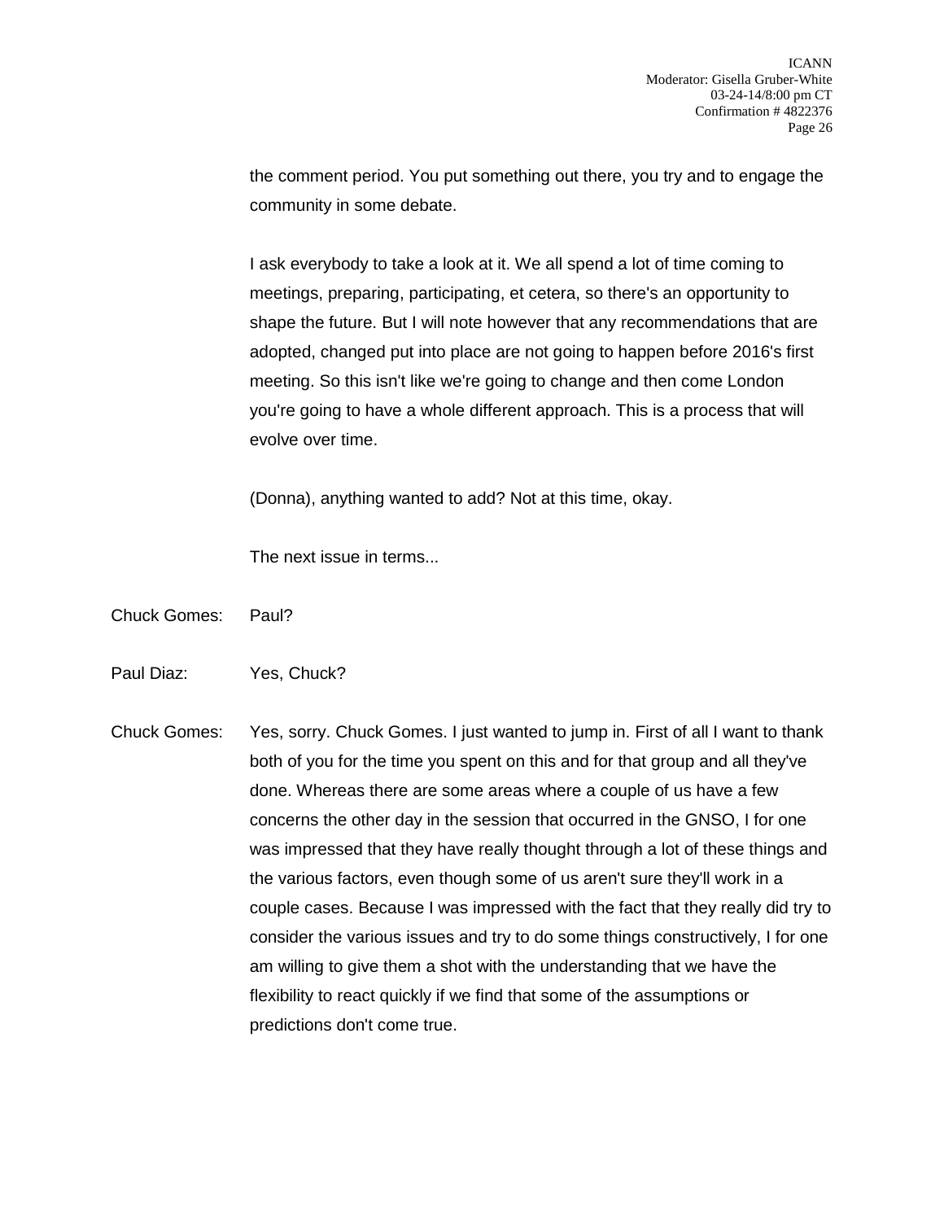the comment period. You put something out there, you try and to engage the community in some debate.

I ask everybody to take a look at it. We all spend a lot of time coming to meetings, preparing, participating, et cetera, so there's an opportunity to shape the future. But I will note however that any recommendations that are adopted, changed put into place are not going to happen before 2016's first meeting. So this isn't like we're going to change and then come London you're going to have a whole different approach. This is a process that will evolve over time.

(Donna), anything wanted to add? Not at this time, okay.

The next issue in terms...

Chuck Gomes: Paul?

Paul Diaz: Yes, Chuck?

Chuck Gomes: Yes, sorry. Chuck Gomes. I just wanted to jump in. First of all I want to thank both of you for the time you spent on this and for that group and all they've done. Whereas there are some areas where a couple of us have a few concerns the other day in the session that occurred in the GNSO, I for one was impressed that they have really thought through a lot of these things and the various factors, even though some of us aren't sure they'll work in a couple cases. Because I was impressed with the fact that they really did try to consider the various issues and try to do some things constructively, I for one am willing to give them a shot with the understanding that we have the flexibility to react quickly if we find that some of the assumptions or predictions don't come true.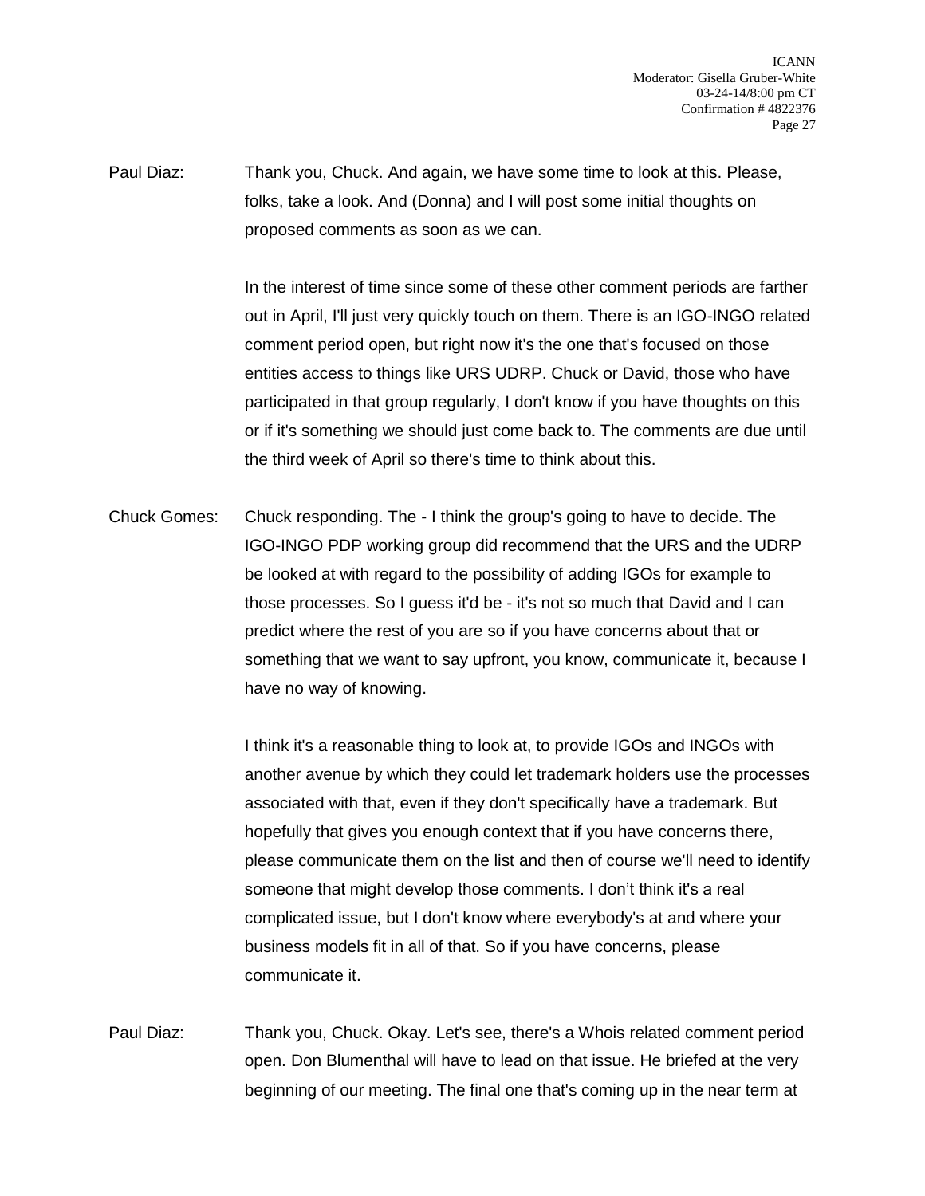Paul Diaz: Thank you, Chuck. And again, we have some time to look at this. Please, folks, take a look. And (Donna) and I will post some initial thoughts on proposed comments as soon as we can.

In the interest of time since some of these other comment periods are farther out in April, I'll just very quickly touch on them. There is an IGO-INGO related comment period open, but right now it's the one that's focused on those entities access to things like URS UDRP. Chuck or David, those who have participated in that group regularly, I don't know if you have thoughts on this or if it's something we should just come back to. The comments are due until the third week of April so there's time to think about this.

Chuck Gomes: Chuck responding. The - I think the group's going to have to decide. The IGO-INGO PDP working group did recommend that the URS and the UDRP be looked at with regard to the possibility of adding IGOs for example to those processes. So I guess it'd be - it's not so much that David and I can predict where the rest of you are so if you have concerns about that or something that we want to say upfront, you know, communicate it, because I have no way of knowing.

I think it's a reasonable thing to look at, to provide IGOs and INGOs with another avenue by which they could let trademark holders use the processes associated with that, even if they don't specifically have a trademark. But hopefully that gives you enough context that if you have concerns there, please communicate them on the list and then of course we'll need to identify someone that might develop those comments. I don't think it's a real complicated issue, but I don't know where everybody's at and where your business models fit in all of that. So if you have concerns, please communicate it.

Paul Diaz: Thank you, Chuck. Okay. Let's see, there's a Whois related comment period open. Don Blumenthal will have to lead on that issue. He briefed at the very beginning of our meeting. The final one that's coming up in the near term at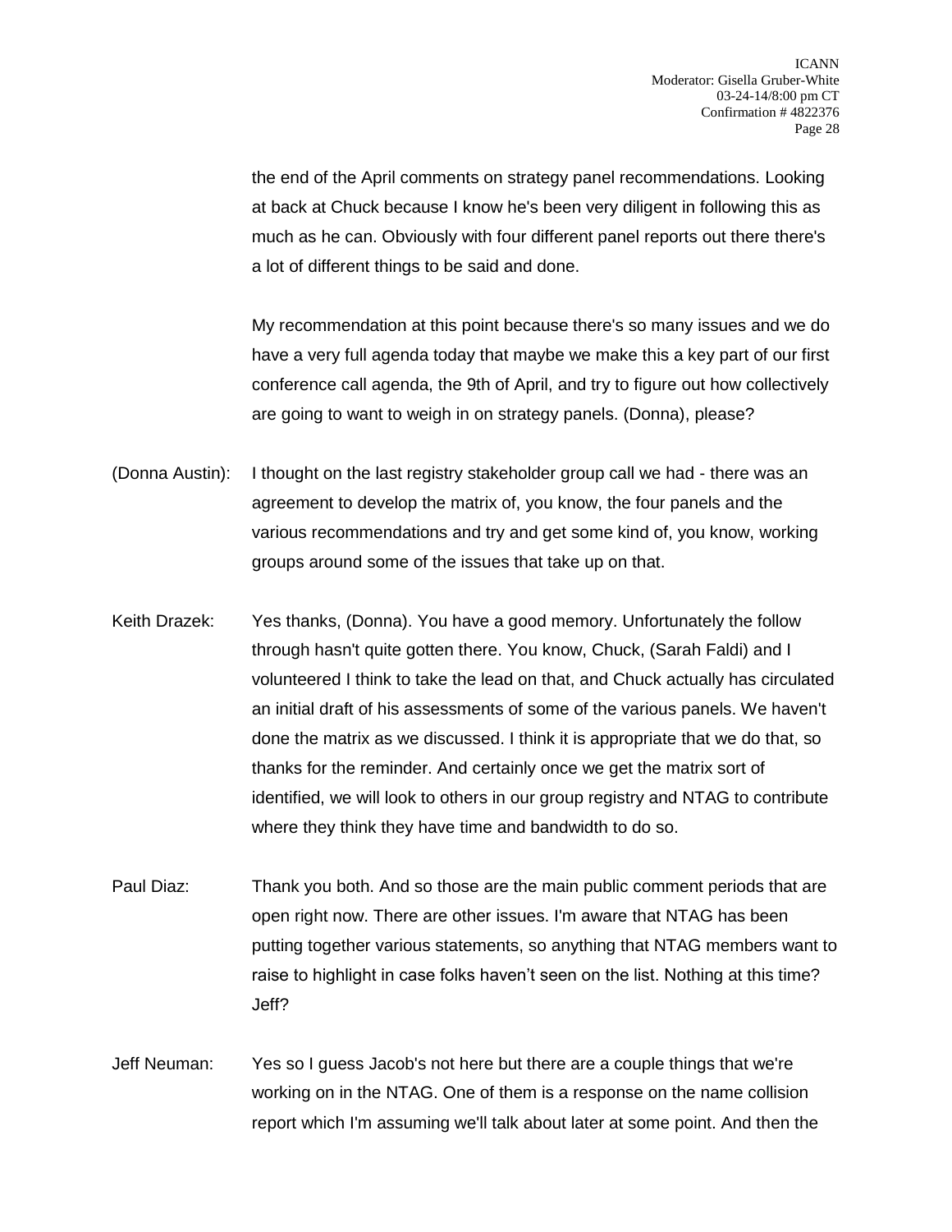the end of the April comments on strategy panel recommendations. Looking at back at Chuck because I know he's been very diligent in following this as much as he can. Obviously with four different panel reports out there there's a lot of different things to be said and done.

My recommendation at this point because there's so many issues and we do have a very full agenda today that maybe we make this a key part of our first conference call agenda, the 9th of April, and try to figure out how collectively are going to want to weigh in on strategy panels. (Donna), please?

(Donna Austin): I thought on the last registry stakeholder group call we had - there was an agreement to develop the matrix of, you know, the four panels and the various recommendations and try and get some kind of, you know, working groups around some of the issues that take up on that.

Keith Drazek: Yes thanks, (Donna). You have a good memory. Unfortunately the follow through hasn't quite gotten there. You know, Chuck, (Sarah Faldi) and I volunteered I think to take the lead on that, and Chuck actually has circulated an initial draft of his assessments of some of the various panels. We haven't done the matrix as we discussed. I think it is appropriate that we do that, so thanks for the reminder. And certainly once we get the matrix sort of identified, we will look to others in our group registry and NTAG to contribute where they think they have time and bandwidth to do so.

Paul Diaz: Thank you both. And so those are the main public comment periods that are open right now. There are other issues. I'm aware that NTAG has been putting together various statements, so anything that NTAG members want to raise to highlight in case folks haven't seen on the list. Nothing at this time? Jeff?

Jeff Neuman: Yes so I guess Jacob's not here but there are a couple things that we're working on in the NTAG. One of them is a response on the name collision report which I'm assuming we'll talk about later at some point. And then the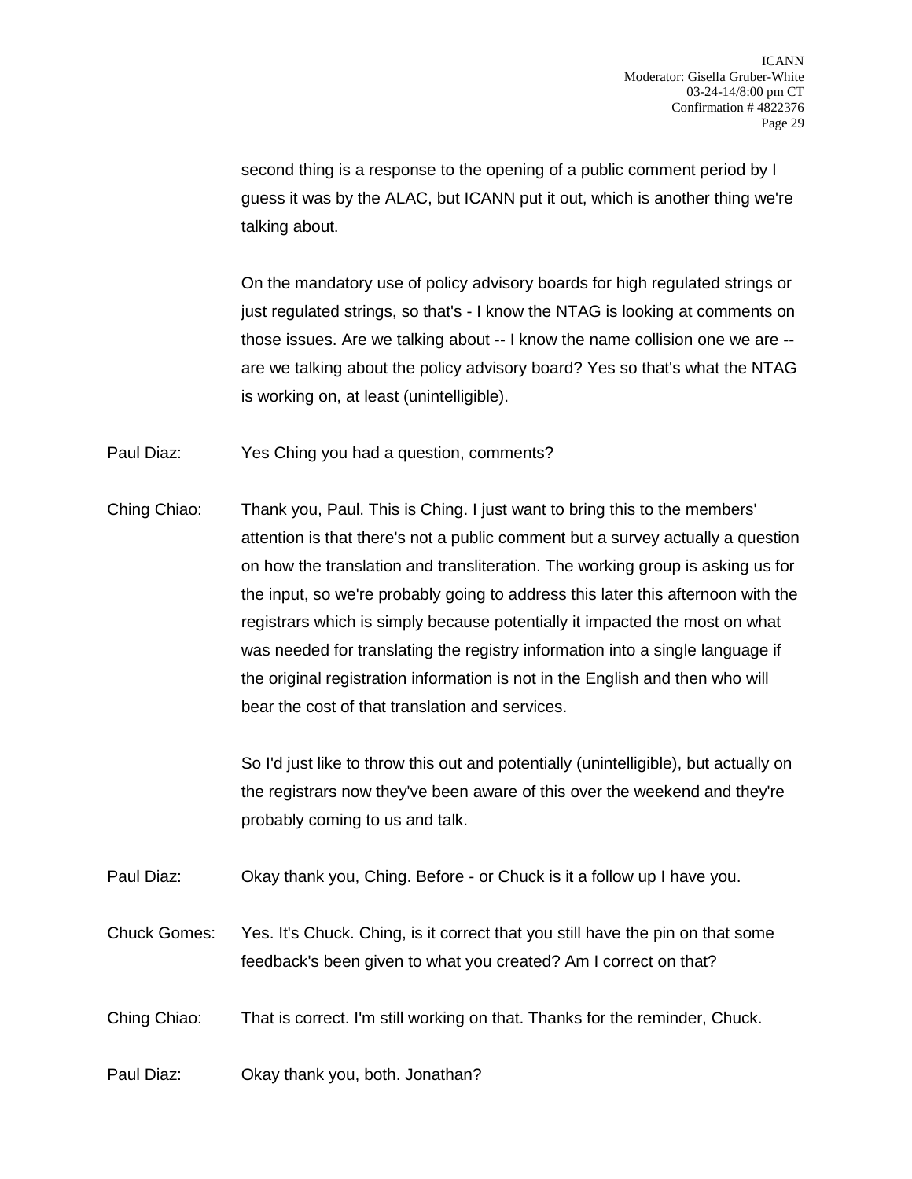second thing is a response to the opening of a public comment period by I guess it was by the ALAC, but ICANN put it out, which is another thing we're talking about.

On the mandatory use of policy advisory boards for high regulated strings or just regulated strings, so that's - I know the NTAG is looking at comments on those issues. Are we talking about -- I know the name collision one we are -- are we talking about the policy advisory board? Yes so that's what the NTAG is working on, at least (unintelligible).

Paul Diaz: Yes Ching you had a question, comments?

Ching Chiao: Thank you, Paul. This is Ching. I just want to bring this to the members' attention is that there's not a public comment but a survey actually a question on how the translation and transliteration. The working group is asking us for the input, so we're probably going to address this later this afternoon with the registrars which is simply because potentially it impacted the most on what was needed for translating the registry information into a single language if the original registration information is not in the English and then who will bear the cost of that translation and services.

So I'd just like to throw this out and potentially (unintelligible), but actually on the registrars now they've been aware of this over the weekend and they're probably coming to us and talk.

Paul Diaz: Okay thank you, Ching. Before - or Chuck is it a follow up I have you.

Chuck Gomes: Yes. It's Chuck. Ching, is it correct that you still have the pin on that some feedback's been given to what you created? Am I correct on that?

Ching Chiao: That is correct. I'm still working on that. Thanks for the reminder, Chuck.

Paul Diaz: Okay thank you, both. Jonathan?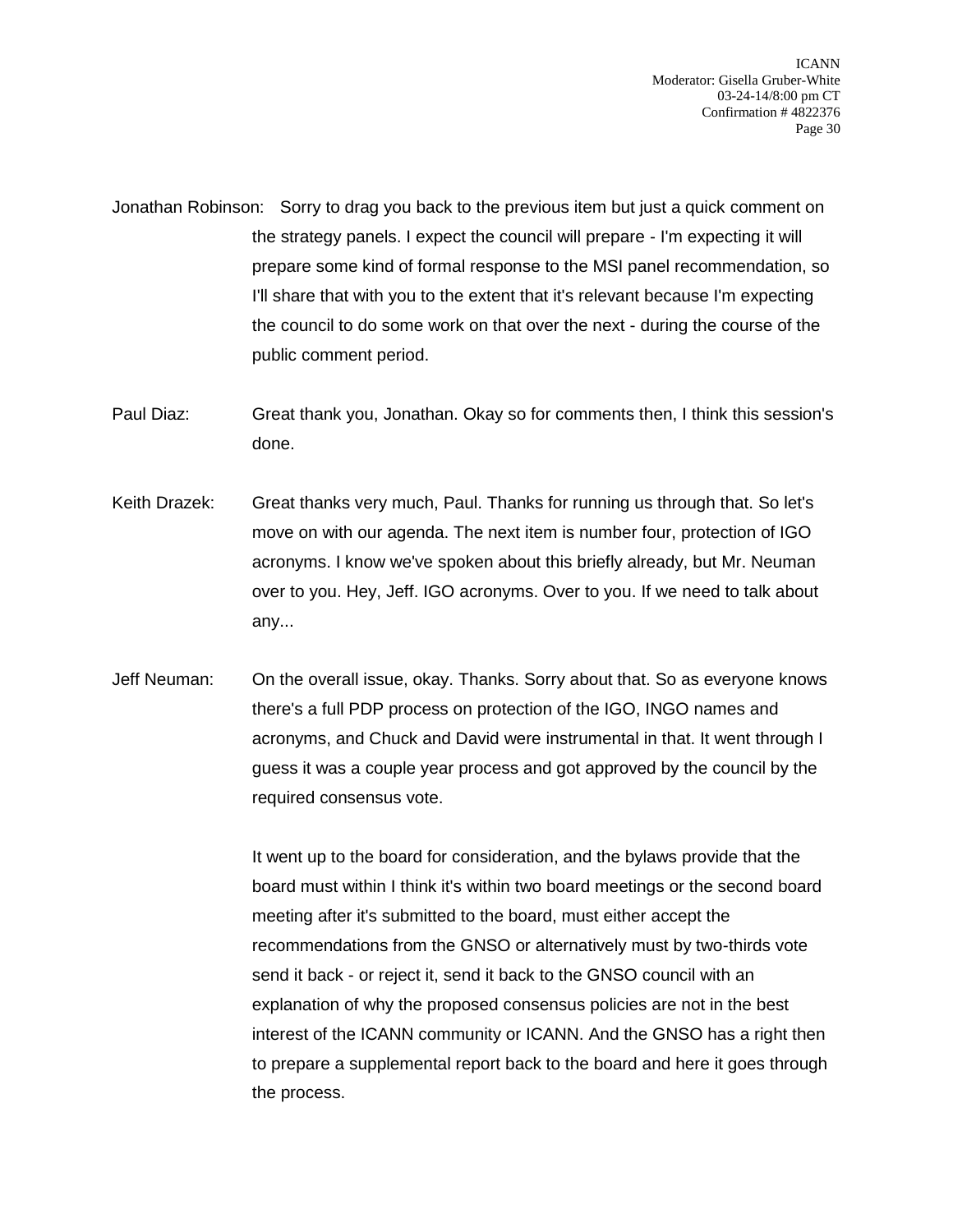Jonathan Robinson: Sorry to drag you back to the previous item but just a quick comment on the strategy panels. I expect the council will prepare - I'm expecting it will prepare some kind of formal response to the MSI panel recommendation, so I'll share that with you to the extent that it's relevant because I'm expecting the council to do some work on that over the next - during the course of the public comment period.

Paul Diaz: Great thank you, Jonathan. Okay so for comments then, I think this session's done.

Keith Drazek: Great thanks very much, Paul. Thanks for running us through that. So let's move on with our agenda. The next item is number four, protection of IGO acronyms. I know we've spoken about this briefly already, but Mr. Neuman over to you. Hey, Jeff. IGO acronyms. Over to you. If we need to talk about any...

Jeff Neuman: On the overall issue, okay. Thanks. Sorry about that. So as everyone knows there's a full PDP process on protection of the IGO, INGO names and acronyms, and Chuck and David were instrumental in that. It went through I guess it was a couple year process and got approved by the council by the required consensus vote.

It went up to the board for consideration, and the bylaws provide that the board must within I think it's within two board meetings or the second board meeting after it's submitted to the board, must either accept the recommendations from the GNSO or alternatively must by two-thirds vote send it back - or reject it, send it back to the GNSO council with an explanation of why the proposed consensus policies are not in the best interest of the ICANN community or ICANN. And the GNSO has a right then to prepare a supplemental report back to the board and here it goes through the process.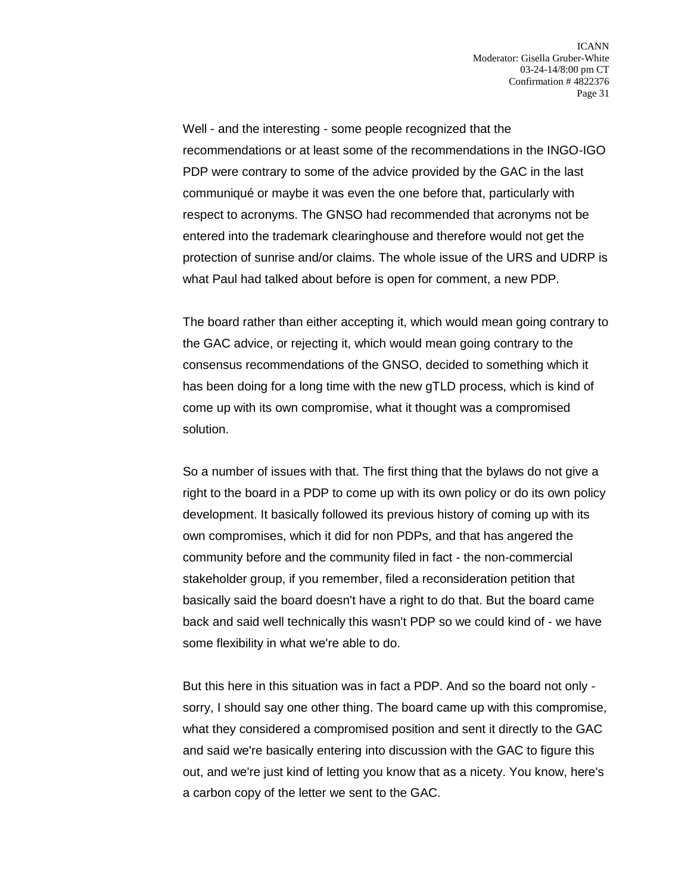Well - and the interesting - some people recognized that the recommendations or at least some of the recommendations in the INGO-IGO PDP were contrary to some of the advice provided by the GAC in the last communiqué or maybe it was even the one before that, particularly with respect to acronyms. The GNSO had recommended that acronyms not be entered into the trademark clearinghouse and therefore would not get the protection of sunrise and/or claims. The whole issue of the URS and UDRP is what Paul had talked about before is open for comment, a new PDP.

The board rather than either accepting it, which would mean going contrary to the GAC advice, or rejecting it, which would mean going contrary to the consensus recommendations of the GNSO, decided to something which it has been doing for a long time with the new gTLD process, which is kind of come up with its own compromise, what it thought was a compromised solution.

So a number of issues with that. The first thing that the bylaws do not give a right to the board in a PDP to come up with its own policy or do its own policy development. It basically followed its previous history of coming up with its own compromises, which it did for non PDPs, and that has angered the community before and the community filed in fact - the non-commercial stakeholder group, if you remember, filed a reconsideration petition that basically said the board doesn't have a right to do that. But the board came back and said well technically this wasn't PDP so we could kind of - we have some flexibility in what we're able to do.

But this here in this situation was in fact a PDP. And so the board not only - sorry, I should say one other thing. The board came up with this compromise, what they considered a compromised position and sent it directly to the GAC and said we're basically entering into discussion with the GAC to figure this out, and we're just kind of letting you know that as a nicety. You know, here's a carbon copy of the letter we sent to the GAC.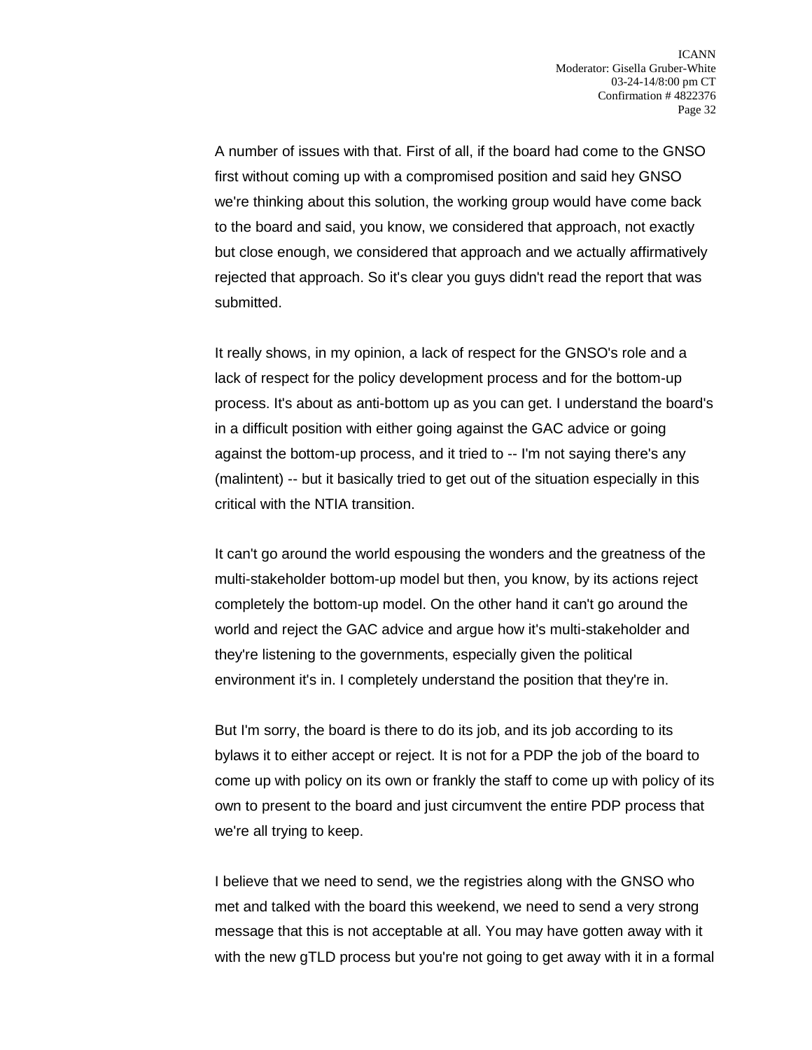A number of issues with that. First of all, if the board had come to the GNSO first without coming up with a compromised position and said hey GNSO we're thinking about this solution, the working group would have come back to the board and said, you know, we considered that approach, not exactly but close enough, we considered that approach and we actually affirmatively rejected that approach. So it's clear you guys didn't read the report that was submitted.

It really shows, in my opinion, a lack of respect for the GNSO's role and a lack of respect for the policy development process and for the bottom-up process. It's about as anti-bottom up as you can get. I understand the board's in a difficult position with either going against the GAC advice or going against the bottom-up process, and it tried to -- I'm not saying there's any (malintent) -- but it basically tried to get out of the situation especially in this critical with the NTIA transition.

It can't go around the world espousing the wonders and the greatness of the multi-stakeholder bottom-up model but then, you know, by its actions reject completely the bottom-up model. On the other hand it can't go around the world and reject the GAC advice and argue how it's multi-stakeholder and they're listening to the governments, especially given the political environment it's in. I completely understand the position that they're in.

But I'm sorry, the board is there to do its job, and its job according to its bylaws it to either accept or reject. It is not for a PDP the job of the board to come up with policy on its own or frankly the staff to come up with policy of its own to present to the board and just circumvent the entire PDP process that we're all trying to keep.

I believe that we need to send, we the registries along with the GNSO who met and talked with the board this weekend, we need to send a very strong message that this is not acceptable at all. You may have gotten away with it with the new gTLD process but you're not going to get away with it in a formal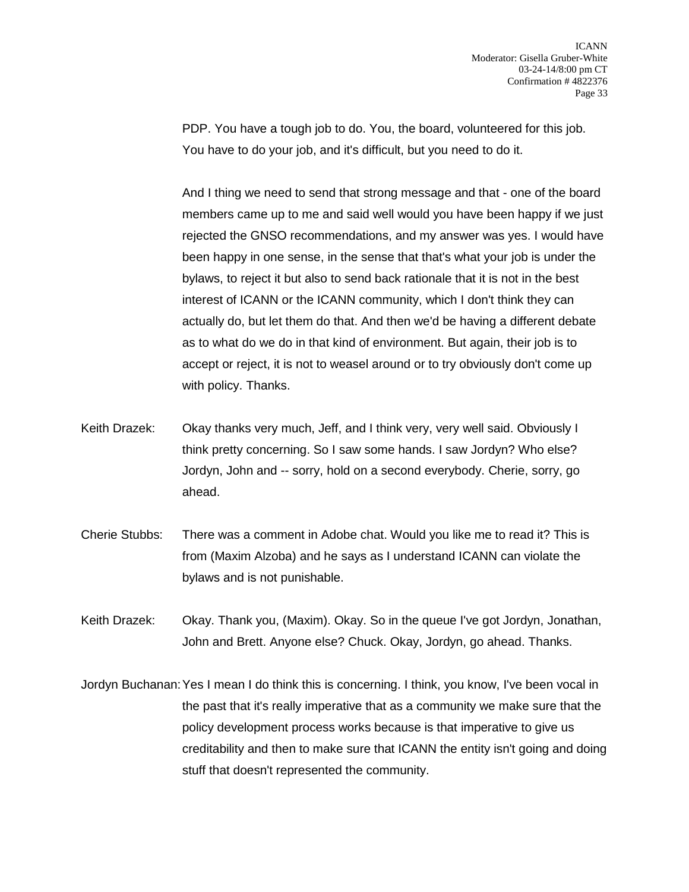PDP. You have a tough job to do. You, the board, volunteered for this job. You have to do your job, and it's difficult, but you need to do it.

And I thing we need to send that strong message and that - one of the board members came up to me and said well would you have been happy if we just rejected the GNSO recommendations, and my answer was yes. I would have been happy in one sense, in the sense that that's what your job is under the bylaws, to reject it but also to send back rationale that it is not in the best interest of ICANN or the ICANN community, which I don't think they can actually do, but let them do that. And then we'd be having a different debate as to what do we do in that kind of environment. But again, their job is to accept or reject, it is not to weasel around or to try obviously don't come up with policy. Thanks.

Keith Drazek: Okay thanks very much, Jeff, and I think very, very well said. Obviously I think pretty concerning. So I saw some hands. I saw Jordyn? Who else? Jordyn, John and -- sorry, hold on a second everybody. Cherie, sorry, go ahead.

Cherie Stubbs: There was a comment in Adobe chat. Would you like me to read it? This is from (Maxim Alzoba) and he says as I understand ICANN can violate the bylaws and is not punishable.

Keith Drazek: Okay. Thank you, (Maxim). Okay. So in the queue I've got Jordyn, Jonathan, John and Brett. Anyone else? Chuck. Okay, Jordyn, go ahead. Thanks.

Jordyn Buchanan: Yes I mean I do think this is concerning. I think, you know, I've been vocal in the past that it's really imperative that as a community we make sure that the policy development process works because is that imperative to give us creditability and then to make sure that ICANN the entity isn't going and doing stuff that doesn't represented the community.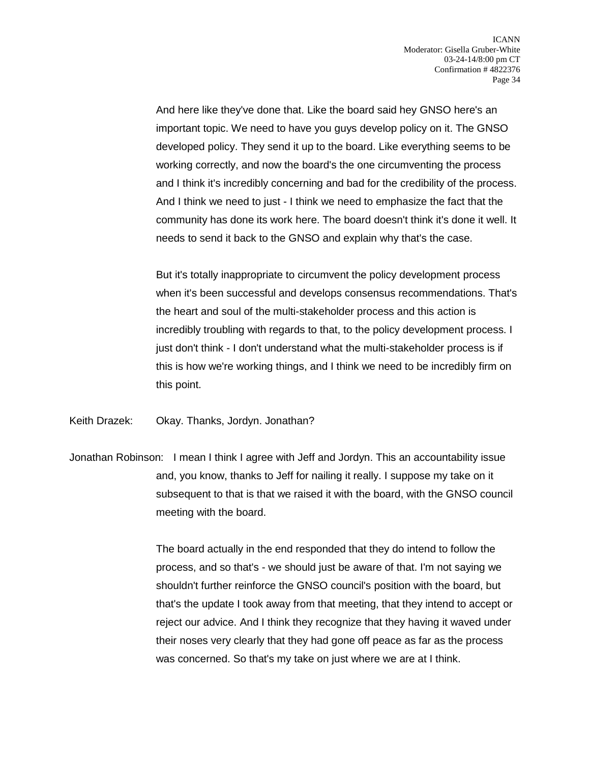And here like they've done that. Like the board said hey GNSO here's an important topic. We need to have you guys develop policy on it. The GNSO developed policy. They send it up to the board. Like everything seems to be working correctly, and now the board's the one circumventing the process and I think it's incredibly concerning and bad for the credibility of the process. And I think we need to just - I think we need to emphasize the fact that the community has done its work here. The board doesn't think it's done it well. It needs to send it back to the GNSO and explain why that's the case.

But it's totally inappropriate to circumvent the policy development process when it's been successful and develops consensus recommendations. That's the heart and soul of the multi-stakeholder process and this action is incredibly troubling with regards to that, to the policy development process. I just don't think - I don't understand what the multi-stakeholder process is if this is how we're working things, and I think we need to be incredibly firm on this point.

Keith Drazek: Okay. Thanks, Jordyn. Jonathan?

Jonathan Robinson: I mean I think I agree with Jeff and Jordyn. This an accountability issue and, you know, thanks to Jeff for nailing it really. I suppose my take on it subsequent to that is that we raised it with the board, with the GNSO council meeting with the board.

The board actually in the end responded that they do intend to follow the process, and so that's - we should just be aware of that. I'm not saying we shouldn't further reinforce the GNSO council's position with the board, but that's the update I took away from that meeting, that they intend to accept or reject our advice. And I think they recognize that they having it waved under their noses very clearly that they had gone off peace as far as the process was concerned. So that's my take on just where we are at I think.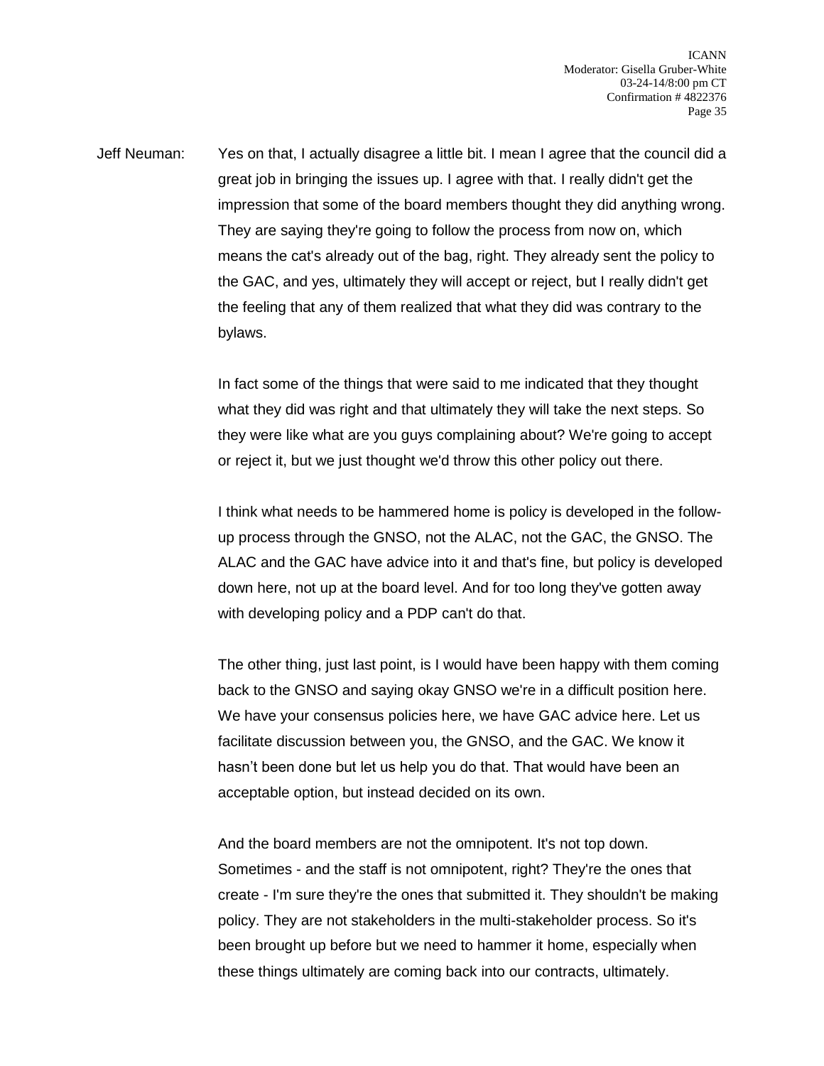Jeff Neuman: Yes on that, I actually disagree a little bit. I mean I agree that the council did a great job in bringing the issues up. I agree with that. I really didn't get the impression that some of the board members thought they did anything wrong. They are saying they're going to follow the process from now on, which means the cat's already out of the bag, right. They already sent the policy to the GAC, and yes, ultimately they will accept or reject, but I really didn't get the feeling that any of them realized that what they did was contrary to the bylaws.

In fact some of the things that were said to me indicated that they thought what they did was right and that ultimately they will take the next steps. So they were like what are you guys complaining about? We're going to accept or reject it, but we just thought we'd throw this other policy out there.

I think what needs to be hammered home is policy is developed in the follow-up process through the GNSO, not the ALAC, not the GAC, the GNSO. The ALAC and the GAC have advice into it and that's fine, but policy is developed down here, not up at the board level. And for too long they've gotten away with developing policy and a PDP can't do that.

The other thing, just last point, is I would have been happy with them coming back to the GNSO and saying okay GNSO we're in a difficult position here. We have your consensus policies here, we have GAC advice here. Let us facilitate discussion between you, the GNSO, and the GAC. We know it hasn't been done but let us help you do that. That would have been an acceptable option, but instead decided on its own.

And the board members are not the omnipotent. It's not top down. Sometimes - and the staff is not omnipotent, right? They're the ones that create - I'm sure they're the ones that submitted it. They shouldn't be making policy. They are not stakeholders in the multi-stakeholder process. So it's been brought up before but we need to hammer it home, especially when these things ultimately are coming back into our contracts, ultimately.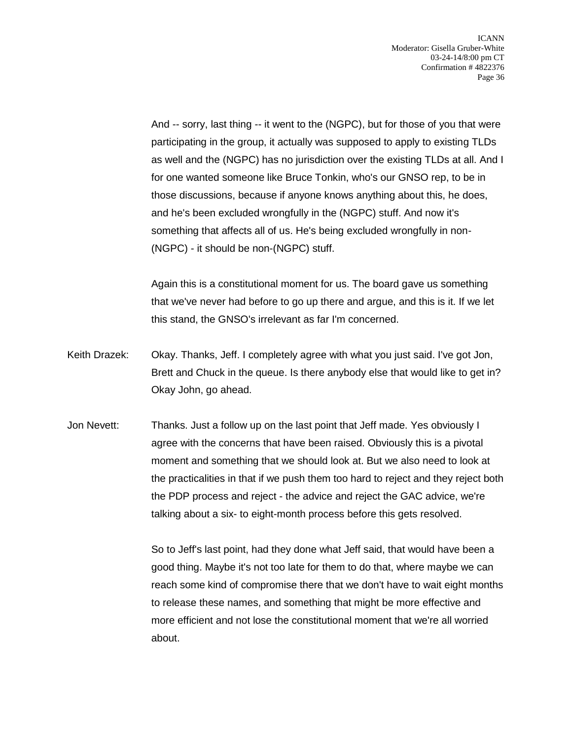And -- sorry, last thing -- it went to the (NGPC), but for those of you that were participating in the group, it actually was supposed to apply to existing TLDs as well and the (NGPC) has no jurisdiction over the existing TLDs at all. And I for one wanted someone like Bruce Tonkin, who's our GNSO rep, to be in those discussions, because if anyone knows anything about this, he does, and he's been excluded wrongfully in the (NGPC) stuff. And now it's something that affects all of us. He's being excluded wrongfully in non-(NGPC) - it should be non-(NGPC) stuff.

Again this is a constitutional moment for us. The board gave us something that we've never had before to go up there and argue, and this is it. If we let this stand, the GNSO's irrelevant as far I'm concerned.

Keith Drazek: Okay. Thanks, Jeff. I completely agree with what you just said. I've got Jon, Brett and Chuck in the queue. Is there anybody else that would like to get in? Okay John, go ahead.

Jon Nevett: Thanks. Just a follow up on the last point that Jeff made. Yes obviously I agree with the concerns that have been raised. Obviously this is a pivotal moment and something that we should look at. But we also need to look at the practicalities in that if we push them too hard to reject and they reject both the PDP process and reject - the advice and reject the GAC advice, we're talking about a six- to eight-month process before this gets resolved.

So to Jeff's last point, had they done what Jeff said, that would have been a good thing. Maybe it's not too late for them to do that, where maybe we can reach some kind of compromise there that we don't have to wait eight months to release these names, and something that might be more effective and more efficient and not lose the constitutional moment that we're all worried about.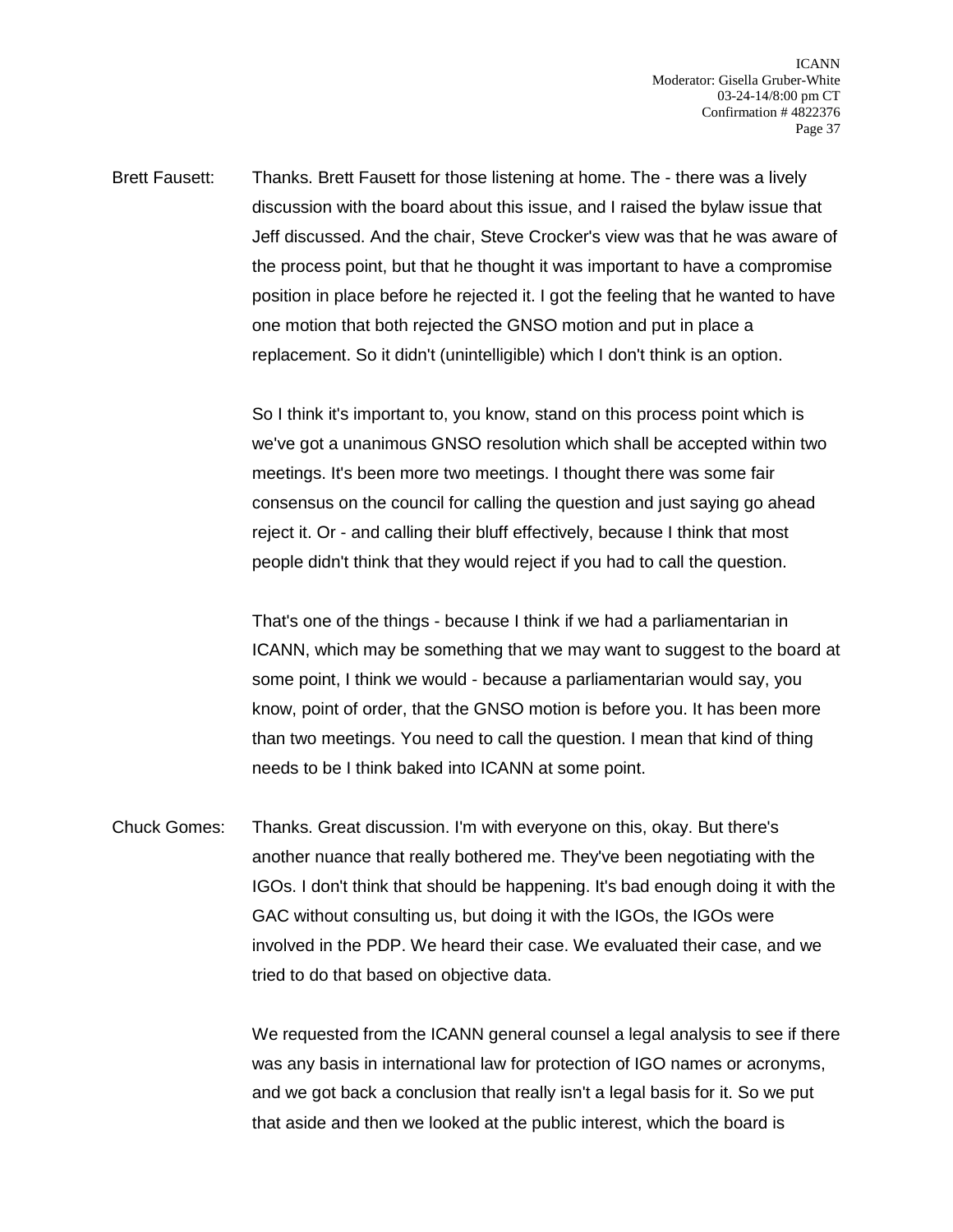Brett Fausett: Thanks. Brett Fausett for those listening at home. The - there was a lively discussion with the board about this issue, and I raised the bylaw issue that Jeff discussed. And the chair, Steve Crocker's view was that he was aware of the process point, but that he thought it was important to have a compromise position in place before he rejected it. I got the feeling that he wanted to have one motion that both rejected the GNSO motion and put in place a replacement. So it didn't (unintelligible) which I don't think is an option.

So I think it's important to, you know, stand on this process point which is we've got a unanimous GNSO resolution which shall be accepted within two meetings. It's been more two meetings. I thought there was some fair consensus on the council for calling the question and just saying go ahead reject it. Or - and calling their bluff effectively, because I think that most people didn't think that they would reject if you had to call the question.

That's one of the things - because I think if we had a parliamentarian in ICANN, which may be something that we may want to suggest to the board at some point, I think we would - because a parliamentarian would say, you know, point of order, that the GNSO motion is before you. It has been more than two meetings. You need to call the question. I mean that kind of thing needs to be I think baked into ICANN at some point.

Chuck Gomes: Thanks. Great discussion. I'm with everyone on this, okay. But there's another nuance that really bothered me. They've been negotiating with the IGOs. I don't think that should be happening. It's bad enough doing it with the GAC without consulting us, but doing it with the IGOs, the IGOs were involved in the PDP. We heard their case. We evaluated their case, and we tried to do that based on objective data.

We requested from the ICANN general counsel a legal analysis to see if there was any basis in international law for protection of IGO names or acronyms, and we got back a conclusion that really isn't a legal basis for it. So we put that aside and then we looked at the public interest, which the board is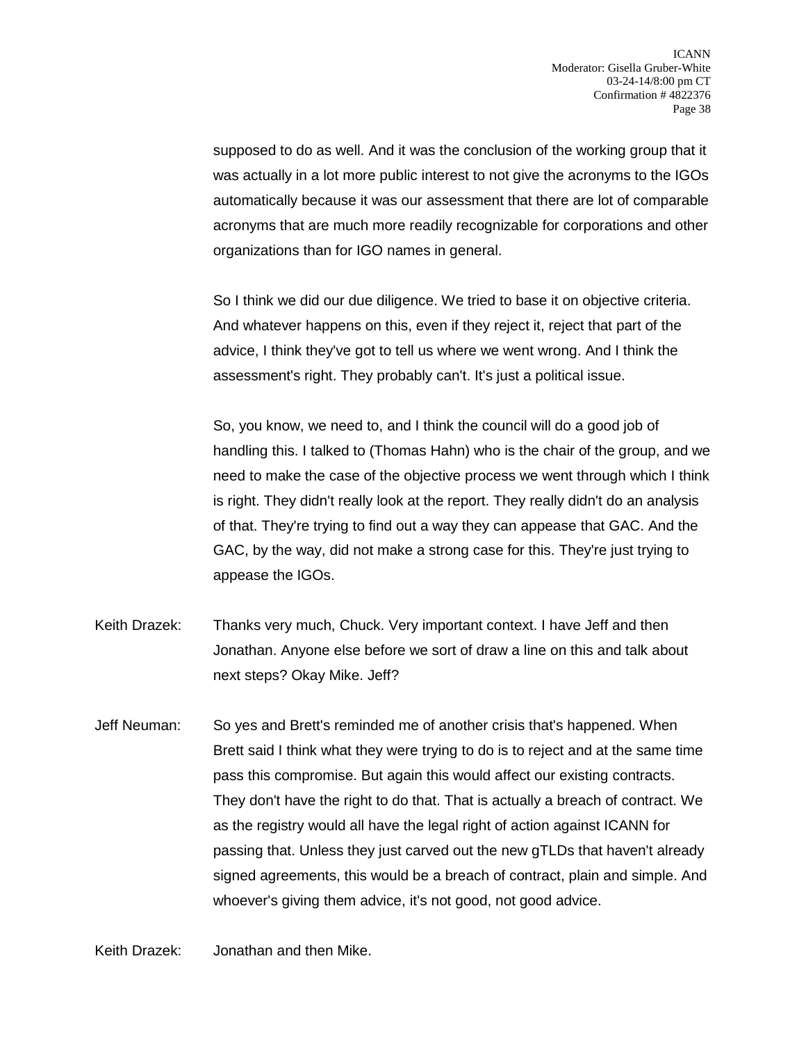supposed to do as well. And it was the conclusion of the working group that it was actually in a lot more public interest to not give the acronyms to the IGOs automatically because it was our assessment that there are lot of comparable acronyms that are much more readily recognizable for corporations and other organizations than for IGO names in general.

So I think we did our due diligence. We tried to base it on objective criteria. And whatever happens on this, even if they reject it, reject that part of the advice, I think they've got to tell us where we went wrong. And I think the assessment's right. They probably can't. It's just a political issue.

So, you know, we need to, and I think the council will do a good job of handling this. I talked to (Thomas Hahn) who is the chair of the group, and we need to make the case of the objective process we went through which I think is right. They didn't really look at the report. They really didn't do an analysis of that. They're trying to find out a way they can appease that GAC. And the GAC, by the way, did not make a strong case for this. They're just trying to appease the IGOs.

Keith Drazek: Thanks very much, Chuck. Very important context. I have Jeff and then Jonathan. Anyone else before we sort of draw a line on this and talk about next steps? Okay Mike. Jeff?

Jeff Neuman: So yes and Brett's reminded me of another crisis that's happened. When Brett said I think what they were trying to do is to reject and at the same time pass this compromise. But again this would affect our existing contracts. They don't have the right to do that. That is actually a breach of contract. We as the registry would all have the legal right of action against ICANN for passing that. Unless they just carved out the new gTLDs that haven't already signed agreements, this would be a breach of contract, plain and simple. And whoever's giving them advice, it's not good, not good advice.

Keith Drazek: Jonathan and then Mike.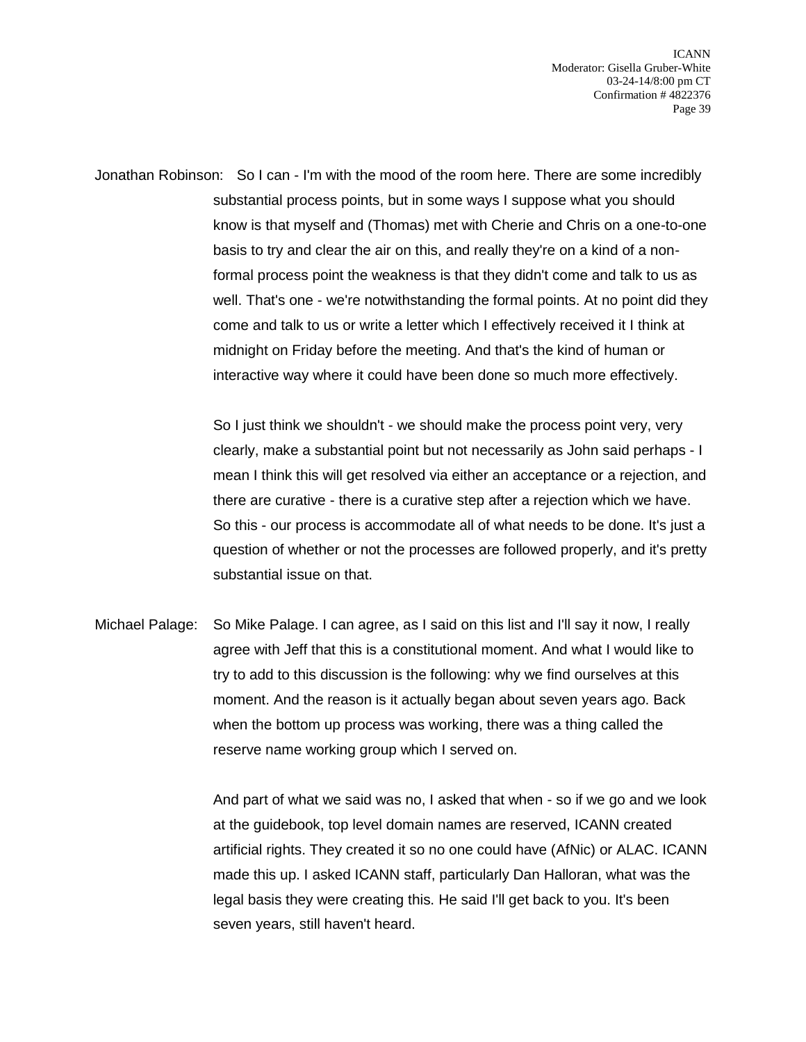Jonathan Robinson: So I can - I'm with the mood of the room here. There are some incredibly substantial process points, but in some ways I suppose what you should know is that myself and (Thomas) met with Cherie and Chris on a one-to-one basis to try and clear the air on this, and really they're on a kind of a non-formal process point the weakness is that they didn't come and talk to us as well. That's one - we're notwithstanding the formal points. At no point did they come and talk to us or write a letter which I effectively received it I think at midnight on Friday before the meeting. And that's the kind of human or interactive way where it could have been done so much more effectively.

So I just think we shouldn't - we should make the process point very, very clearly, make a substantial point but not necessarily as John said perhaps - I mean I think this will get resolved via either an acceptance or a rejection, and there are curative - there is a curative step after a rejection which we have. So this - our process is accommodate all of what needs to be done. It's just a question of whether or not the processes are followed properly, and it's pretty substantial issue on that.

Michael Palage: So Mike Palage. I can agree, as I said on this list and I'll say it now, I really agree with Jeff that this is a constitutional moment. And what I would like to try to add to this discussion is the following: why we find ourselves at this moment. And the reason is it actually began about seven years ago. Back when the bottom up process was working, there was a thing called the reserve name working group which I served on.

And part of what we said was no, I asked that when - so if we go and we look at the guidebook, top level domain names are reserved, ICANN created artificial rights. They created it so no one could have (AfNic) or ALAC. ICANN made this up. I asked ICANN staff, particularly Dan Halloran, what was the legal basis they were creating this. He said I'll get back to you. It's been seven years, still haven't heard.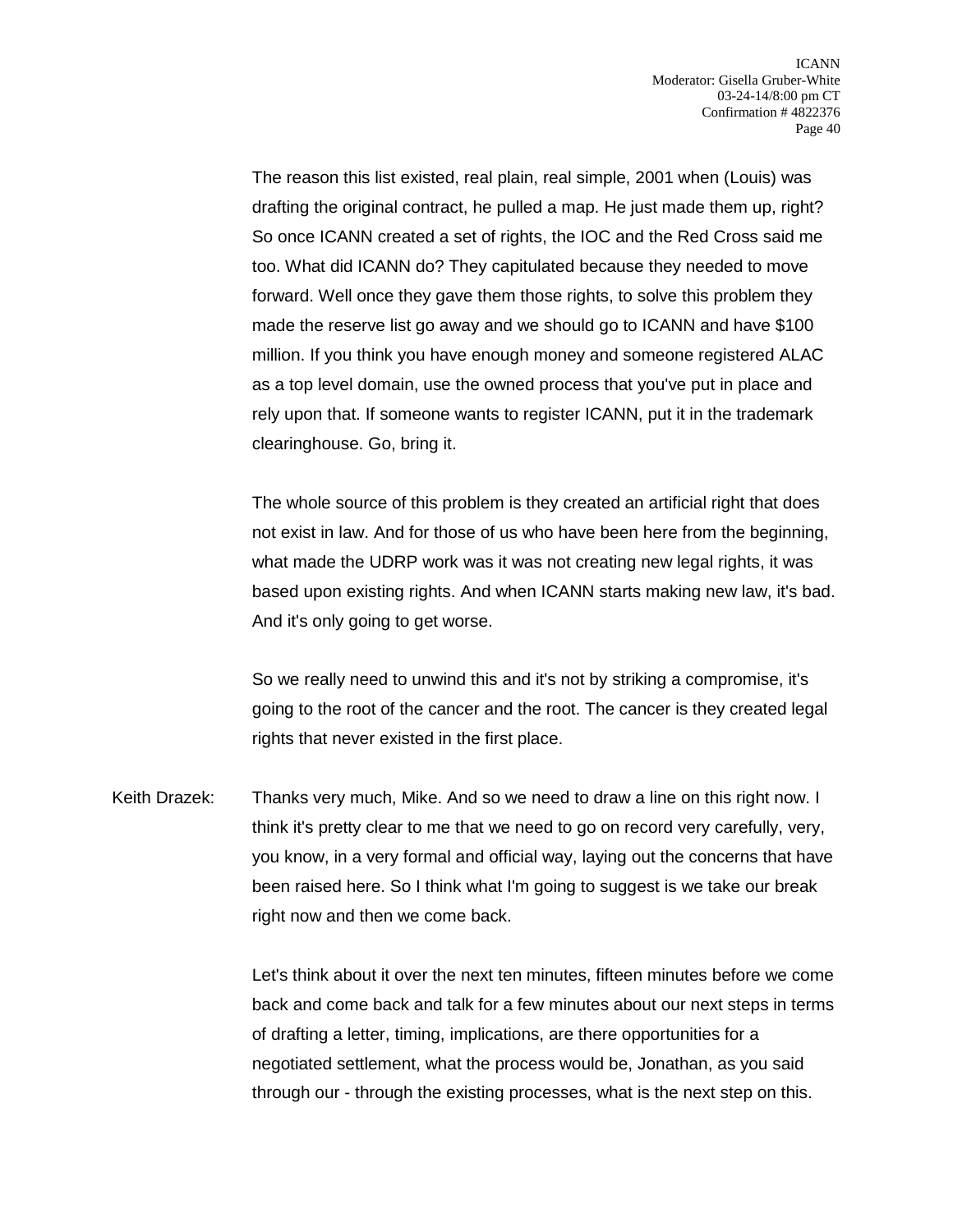The reason this list existed, real plain, real simple, 2001 when (Louis) was drafting the original contract, he pulled a map. He just made them up, right? So once ICANN created a set of rights, the IOC and the Red Cross said me too. What did ICANN do? They capitulated because they needed to move forward. Well once they gave them those rights, to solve this problem they made the reserve list go away and we should go to ICANN and have $100 million. If you think you have enough money and someone registered ALAC as a top level domain, use the owned process that you've put in place and rely upon that. If someone wants to register ICANN, put it in the trademark clearinghouse. Go, bring it.

The whole source of this problem is they created an artificial right that does not exist in law. And for those of us who have been here from the beginning, what made the UDRP work was it was not creating new legal rights, it was based upon existing rights. And when ICANN starts making new law, it's bad. And it's only going to get worse.

So we really need to unwind this and it's not by striking a compromise, it's going to the root of the cancer and the root. The cancer is they created legal rights that never existed in the first place.

Keith Drazek: Thanks very much, Mike. And so we need to draw a line on this right now. I think it's pretty clear to me that we need to go on record very carefully, very, you know, in a very formal and official way, laying out the concerns that have been raised here. So I think what I'm going to suggest is we take our break right now and then we come back.

Let's think about it over the next ten minutes, fifteen minutes before we come back and come back and talk for a few minutes about our next steps in terms of drafting a letter, timing, implications, are there opportunities for a negotiated settlement, what the process would be, Jonathan, as you said through our - through the existing processes, what is the next step on this.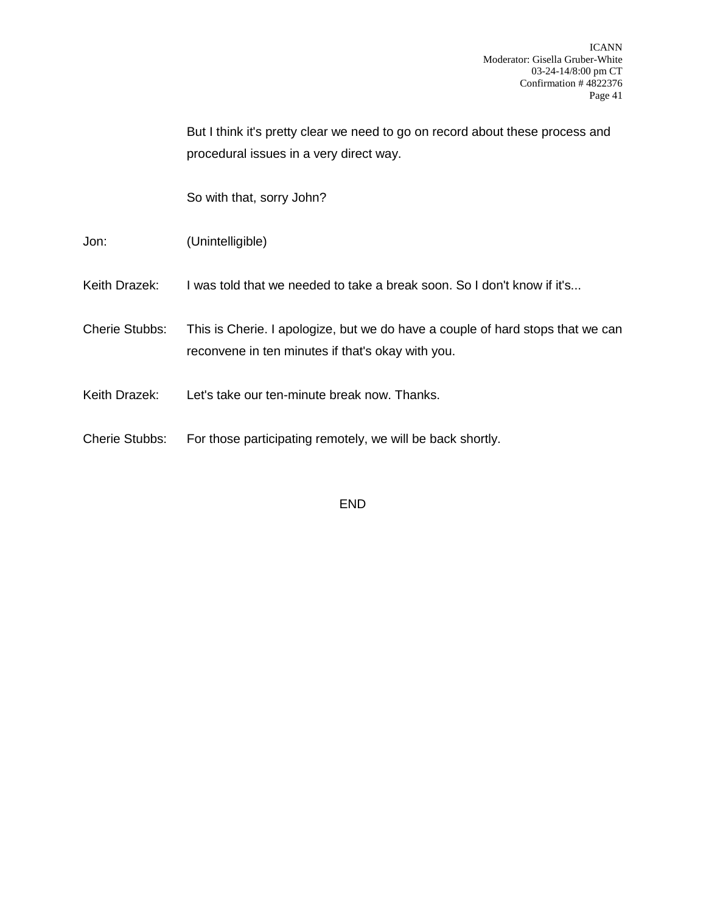But I think it's pretty clear we need to go on record about these process and procedural issues in a very direct way.

So with that, sorry John?

Jon: (Unintelligible)

Keith Drazek: I was told that we needed to take a break soon. So I don't know if it's...

Cherie Stubbs: This is Cherie. I apologize, but we do have a couple of hard stops that we can reconvene in ten minutes if that's okay with you.

Keith Drazek: Let's take our ten-minute break now. Thanks.

Cherie Stubbs: For those participating remotely, we will be back shortly.

END